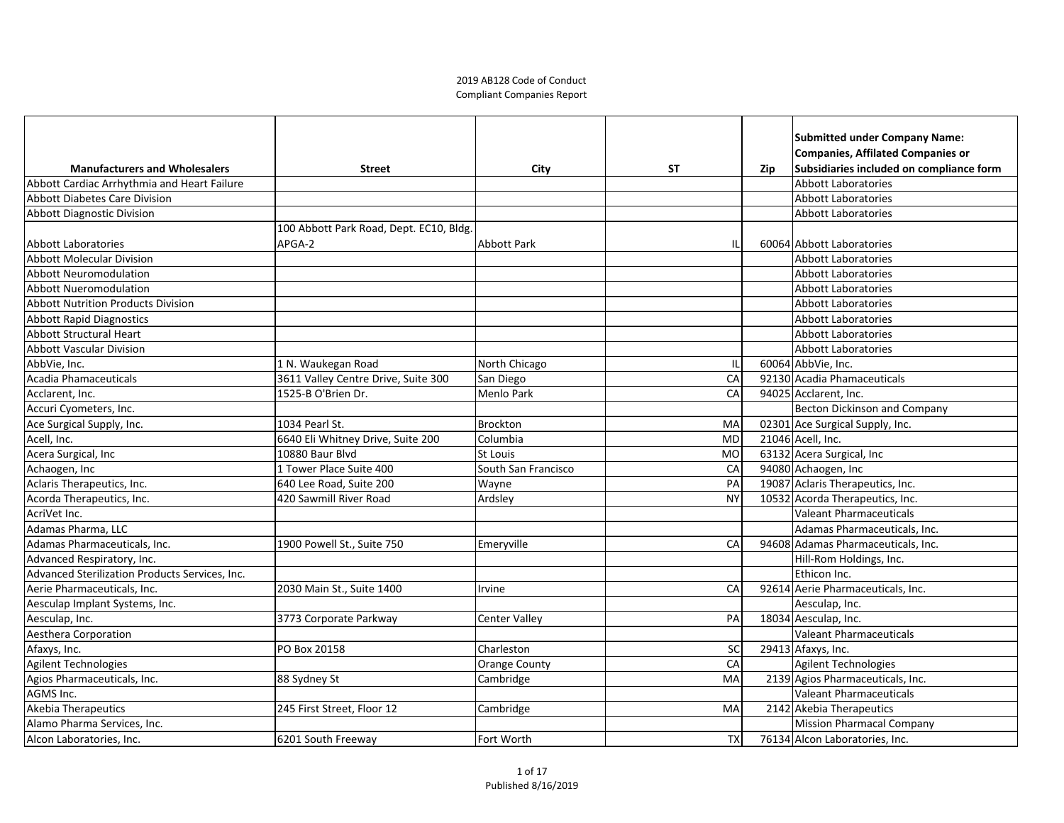# 2019 AB128 Code of Conduct
## Compliant Companies Report

| Manufacturers and Wholesalers | Street | City | ST | Zip | Submitted under Company Name: Companies, Affilated Companies or Subsidiaries included on compliance form |
|---|---|---|---|---|---|
| Abbott Cardiac Arrhythmia and Heart Failure | | | | | Abbott Laboratories |
| Abbott Diabetes Care Division | | | | | Abbott Laboratories |
| Abbott Diagnostic Division | | | | | Abbott Laboratories |
| Abbott Laboratories | 100 Abbott Park Road, Dept. EC10, Bldg. APGA-2 | Abbott Park | IL | 60064 | Abbott Laboratories |
| Abbott Molecular Division | | | | | Abbott Laboratories |
| Abbott Neuromodulation | | | | | Abbott Laboratories |
| Abbott Nueromodulation | | | | | Abbott Laboratories |
| Abbott Nutrition Products Division | | | | | Abbott Laboratories |
| Abbott Rapid Diagnostics | | | | | Abbott Laboratories |
| Abbott Structural Heart | | | | | Abbott Laboratories |
| Abbott Vascular Division | | | | | Abbott Laboratories |
| AbbVie, Inc. | 1 N. Waukegan Road | North Chicago | IL | 60064 | AbbVie, Inc. |
| Acadia Phamaceuticals | 3611 Valley Centre Drive, Suite 300 | San Diego | CA | 92130 | Acadia Phamaceuticals |
| Acclarent, Inc. | 1525-B O'Brien Dr. | Menlo Park | CA | 94025 | Acclarent, Inc. |
| Accuri Cyometers, Inc. | | | | | Becton Dickinson and Company |
| Ace Surgical Supply, Inc. | 1034 Pearl St. | Brockton | MA | 02301 | Ace Surgical Supply, Inc. |
| Acell, Inc. | 6640 Eli Whitney Drive, Suite 200 | Columbia | MD | 21046 | Acell, Inc. |
| Acera Surgical, Inc | 10880 Baur Blvd | St Louis | MO | 63132 | Acera Surgical, Inc |
| Achaogen, Inc | 1 Tower Place Suite 400 | South San Francisco | CA | 94080 | Achaogen, Inc |
| Aclaris Therapeutics, Inc. | 640 Lee Road, Suite 200 | Wayne | PA | 19087 | Aclaris Therapeutics, Inc. |
| Acorda Therapeutics, Inc. | 420 Sawmill River Road | Ardsley | NY | 10532 | Acorda Therapeutics, Inc. |
| AcriVet Inc. | | | | | Valeant Pharmaceuticals |
| Adamas Pharma, LLC | | | | | Adamas Pharmaceuticals, Inc. |
| Adamas Pharmaceuticals, Inc. | 1900 Powell St., Suite 750 | Emeryville | CA | 94608 | Adamas Pharmaceuticals, Inc. |
| Advanced Respiratory, Inc. | | | | | Hill-Rom Holdings, Inc. |
| Advanced Sterilization Products Services, Inc. | | | | | Ethicon Inc. |
| Aerie Pharmaceuticals, Inc. | 2030 Main St., Suite 1400 | Irvine | CA | 92614 | Aerie Pharmaceuticals, Inc. |
| Aesculap Implant Systems, Inc. | | | | | Aesculap, Inc. |
| Aesculap, Inc. | 3773 Corporate Parkway | Center Valley | PA | 18034 | Aesculap, Inc. |
| Aesthera Corporation | | | | | Valeant Pharmaceuticals |
| Afaxys, Inc. | PO Box 20158 | Charleston | SC | 29413 | Afaxys, Inc. |
| Agilent Technologies | | Orange County | CA | | Agilent Technologies |
| Agios Pharmaceuticals, Inc. | 88 Sydney St | Cambridge | MA | 2139 | Agios Pharmaceuticals, Inc. |
| AGMS Inc. | | | | | Valeant Pharmaceuticals |
| Akebia Therapeutics | 245 First Street, Floor 12 | Cambridge | MA | 2142 | Akebia Therapeutics |
| Alamo Pharma Services, Inc. | | | | | Mission Pharmacal Company |
| Alcon Laboratories, Inc. | 6201 South Freeway | Fort Worth | TX | 76134 | Alcon Laboratories, Inc. |

Published 8/16/2019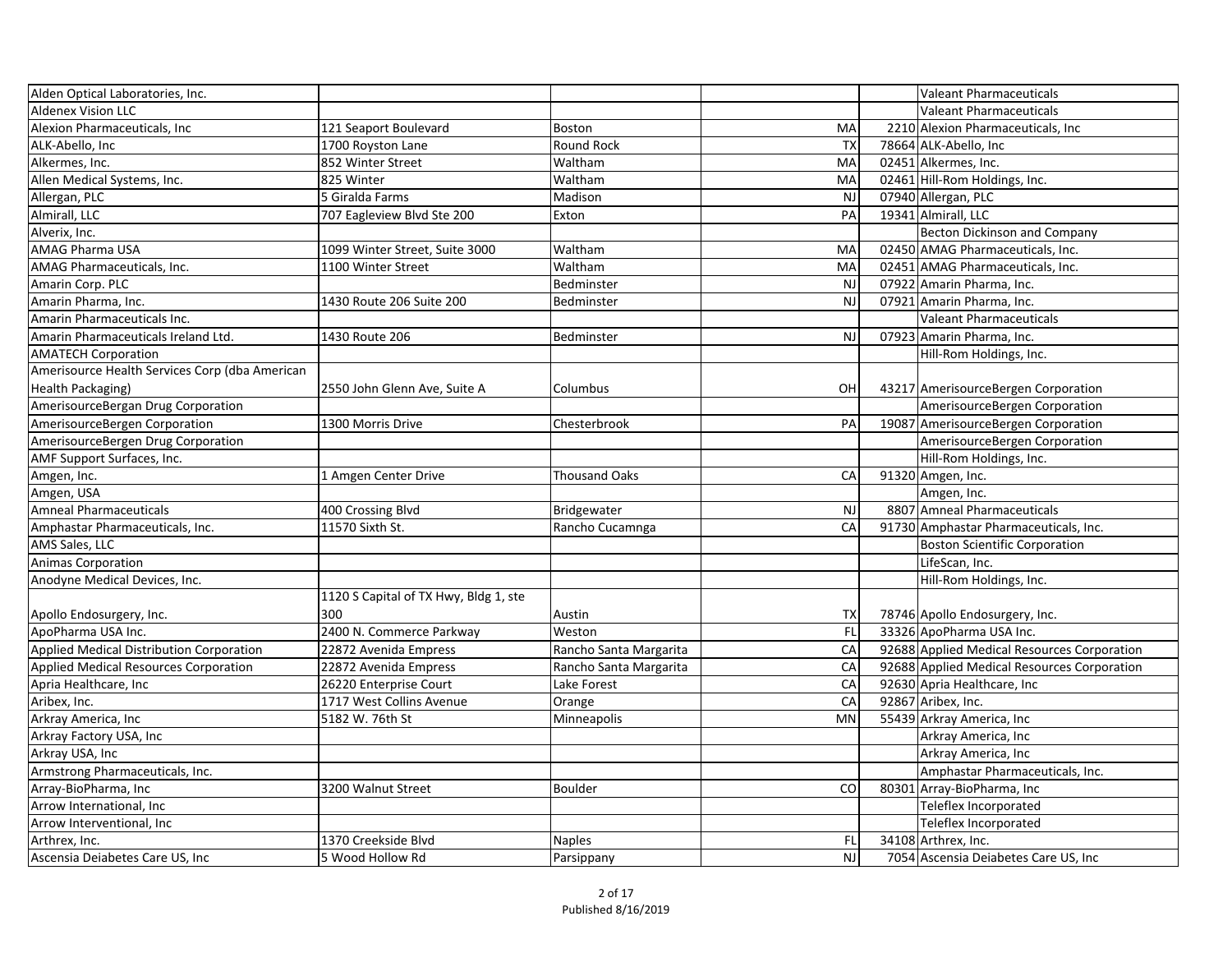| | | | | | |
|---|---|---|---|---|---|
| Alden Optical Laboratories, Inc. | | | | | Valeant Pharmaceuticals |
| Aldenex Vision LLC | | | | | Valeant Pharmaceuticals |
| Alexion Pharmaceuticals, Inc | 121 Seaport Boulevard | Boston | MA | 2210 | Alexion Pharmaceuticals, Inc |
| ALK-Abello, Inc | 1700 Royston Lane | Round Rock | TX | 78664 | ALK-Abello, Inc |
| Alkermes, Inc. | 852 Winter Street | Waltham | MA | 02451 | Alkermes, Inc. |
| Allen Medical Systems, Inc. | 825 Winter | Waltham | MA | 02461 | Hill-Rom Holdings, Inc. |
| Allergan, PLC | 5 Giralda Farms | Madison | NJ | 07940 | Allergan, PLC |
| Almirall, LLC | 707 Eagleview Blvd Ste 200 | Exton | PA | 19341 | Almirall, LLC |
| Alverix, Inc. | | | | | Becton Dickinson and Company |
| AMAG Pharma USA | 1099 Winter Street, Suite 3000 | Waltham | MA | 02450 | AMAG Pharmaceuticals, Inc. |
| AMAG Pharmaceuticals, Inc. | 1100 Winter Street | Waltham | MA | 02451 | AMAG Pharmaceuticals, Inc. |
| Amarin Corp. PLC | | Bedminster | NJ | 07922 | Amarin Pharma, Inc. |
| Amarin Pharma, Inc. | 1430 Route 206 Suite 200 | Bedminster | NJ | 07921 | Amarin Pharma, Inc. |
| Amarin Pharmaceuticals Inc. | | | | | Valeant Pharmaceuticals |
| Amarin Pharmaceuticals Ireland Ltd. | 1430 Route 206 | Bedminster | NJ | 07923 | Amarin Pharma, Inc. |
| AMATECH Corporation | | | | | Hill-Rom Holdings, Inc. |
| Amerisource Health Services Corp (dba American Health Packaging) | 2550 John Glenn Ave, Suite A | Columbus | OH | 43217 | AmerisourceBergen Corporation |
| AmerisourceBergan Drug Corporation | | | | | AmerisourceBergen Corporation |
| AmerisourceBergen Corporation | 1300 Morris Drive | Chesterbrook | PA | 19087 | AmerisourceBergen Corporation |
| AmerisourceBergen Drug Corporation | | | | | AmerisourceBergen Corporation |
| AMF Support Surfaces, Inc. | | | | | Hill-Rom Holdings, Inc. |
| Amgen, Inc. | 1 Amgen Center Drive | Thousand Oaks | CA | 91320 | Amgen, Inc. |
| Amgen, USA | | | | | Amgen, Inc. |
| Amneal Pharmaceuticals | 400 Crossing Blvd | Bridgewater | NJ | 8807 | Amneal Pharmaceuticals |
| Amphastar Pharmaceuticals, Inc. | 11570 Sixth St. | Rancho Cucamnga | CA | 91730 | Amphastar Pharmaceuticals, Inc. |
| AMS Sales, LLC | | | | | Boston Scientific Corporation |
| Animas Corporation | | | | | LifeScan, Inc. |
| Anodyne Medical Devices, Inc. | | | | | Hill-Rom Holdings, Inc. |
| Apollo Endosurgery, Inc. | 1120 S Capital of TX Hwy, Bldg 1, ste 300 | Austin | TX | 78746 | Apollo Endosurgery, Inc. |
| ApoPharma USA Inc. | 2400 N. Commerce Parkway | Weston | FL | 33326 | ApoPharma USA Inc. |
| Applied Medical Distribution Corporation | 22872 Avenida Empress | Rancho Santa Margarita | CA | 92688 | Applied Medical Resources Corporation |
| Applied Medical Resources Corporation | 22872 Avenida Empress | Rancho Santa Margarita | CA | 92688 | Applied Medical Resources Corporation |
| Apria Healthcare, Inc | 26220 Enterprise Court | Lake Forest | CA | 92630 | Apria Healthcare, Inc |
| Aribex, Inc. | 1717 West Collins Avenue | Orange | CA | 92867 | Aribex, Inc. |
| Arkray America, Inc | 5182 W. 76th St | Minneapolis | MN | 55439 | Arkray America, Inc |
| Arkray Factory USA, Inc | | | | | Arkray America, Inc |
| Arkray USA, Inc | | | | | Arkray America, Inc |
| Armstrong Pharmaceuticals, Inc. | | | | | Amphastar Pharmaceuticals, Inc. |
| Array-BioPharma, Inc | 3200 Walnut Street | Boulder | CO | 80301 | Array-BioPharma, Inc |
| Arrow International, Inc | | | | | Teleflex Incorporated |
| Arrow Interventional, Inc | | | | | Teleflex Incorporated |
| Arthrex, Inc. | 1370 Creekside Blvd | Naples | FL | 34108 | Arthrex, Inc. |
| Ascensia Deiabetes Care US, Inc | 5 Wood Hollow Rd | Parsippany | NJ | 7054 | Ascensia Deiabetes Care US, Inc |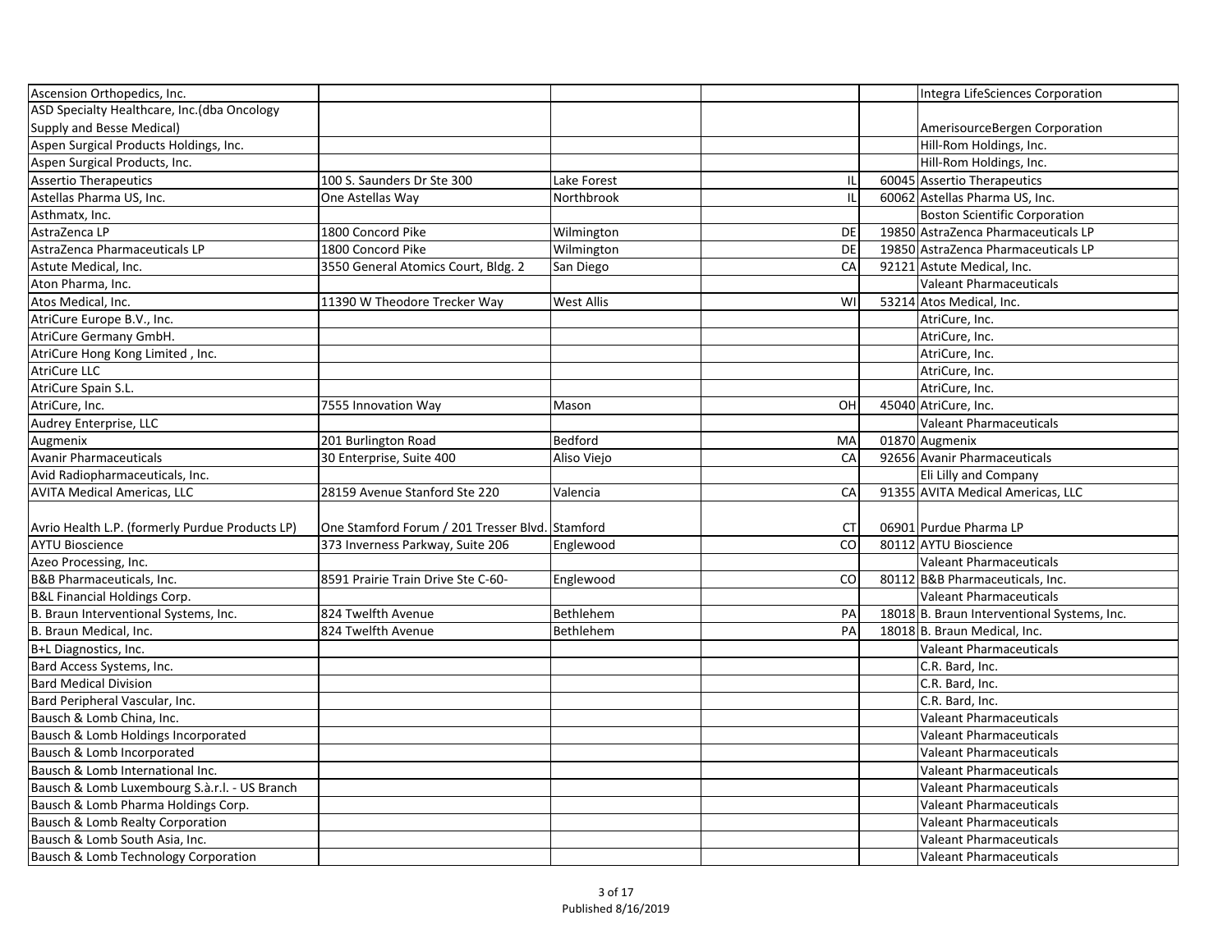| | | | | | |
|---|---|---|---|---|---|
| Ascension Orthopedics, Inc. | | | | | Integra LifeSciences Corporation |
| ASD Specialty Healthcare, Inc.(dba Oncology Supply and Besse Medical) | | | | | AmerisourceBergen Corporation |
| Aspen Surgical Products Holdings, Inc. | | | | | Hill-Rom Holdings, Inc. |
| Aspen Surgical Products, Inc. | | | | | Hill-Rom Holdings, Inc. |
| Assertio Therapeutics | 100 S. Saunders Dr Ste 300 | Lake Forest | IL | 60045 | Assertio Therapeutics |
| Astellas Pharma US, Inc. | One Astellas Way | Northbrook | IL | 60062 | Astellas Pharma US, Inc. |
| Asthmatx, Inc. | | | | | Boston Scientific Corporation |
| AstraZenca LP | 1800 Concord Pike | Wilmington | DE | 19850 | AstraZenca Pharmaceuticals LP |
| AstraZenca Pharmaceuticals LP | 1800 Concord Pike | Wilmington | DE | 19850 | AstraZenca Pharmaceuticals LP |
| Astute Medical, Inc. | 3550 General Atomics Court, Bldg. 2 | San Diego | CA | 92121 | Astute Medical, Inc. |
| Aton Pharma, Inc. | | | | | Valeant Pharmaceuticals |
| Atos Medical, Inc. | 11390 W Theodore Trecker Way | West Allis | WI | 53214 | Atos Medical, Inc. |
| AtriCure Europe B.V., Inc. | | | | | AtriCure, Inc. |
| AtriCure Germany GmbH. | | | | | AtriCure, Inc. |
| AtriCure Hong Kong Limited , Inc. | | | | | AtriCure, Inc. |
| AtriCure LLC | | | | | AtriCure, Inc. |
| AtriCure Spain S.L. | | | | | AtriCure, Inc. |
| AtriCure, Inc. | 7555 Innovation Way | Mason | OH | 45040 | AtriCure, Inc. |
| Audrey Enterprise, LLC | | | | | Valeant Pharmaceuticals |
| Augmenix | 201 Burlington Road | Bedford | MA | 01870 | Augmenix |
| Avanir Pharmaceuticals | 30 Enterprise, Suite 400 | Aliso Viejo | CA | 92656 | Avanir Pharmaceuticals |
| Avid Radiopharmaceuticals, Inc. | | | | | Eli Lilly and Company |
| AVITA Medical Americas, LLC | 28159 Avenue Stanford Ste 220 | Valencia | CA | 91355 | AVITA Medical Americas, LLC |
| Avrio Health L.P. (formerly Purdue Products LP) | One Stamford Forum / 201 Tresser Blvd. | Stamford | CT | 06901 | Purdue Pharma LP |
| AYTU Bioscience | 373 Inverness Parkway, Suite 206 | Englewood | CO | 80112 | AYTU Bioscience |
| Azeo Processing, Inc. | | | | | Valeant Pharmaceuticals |
| B&B Pharmaceuticals, Inc. | 8591 Prairie Train Drive Ste C-60- | Englewood | CO | 80112 | B&B Pharmaceuticals, Inc. |
| B&L Financial Holdings Corp. | | | | | Valeant Pharmaceuticals |
| B. Braun Interventional Systems, Inc. | 824 Twelfth Avenue | Bethlehem | PA | 18018 | B. Braun Interventional Systems, Inc. |
| B. Braun Medical, Inc. | 824 Twelfth Avenue | Bethlehem | PA | 18018 | B. Braun Medical, Inc. |
| B+L Diagnostics, Inc. | | | | | Valeant Pharmaceuticals |
| Bard Access Systems, Inc. | | | | | C.R. Bard, Inc. |
| Bard Medical Division | | | | | C.R. Bard, Inc. |
| Bard Peripheral Vascular, Inc. | | | | | C.R. Bard, Inc. |
| Bausch & Lomb China, Inc. | | | | | Valeant Pharmaceuticals |
| Bausch & Lomb Holdings Incorporated | | | | | Valeant Pharmaceuticals |
| Bausch & Lomb Incorporated | | | | | Valeant Pharmaceuticals |
| Bausch & Lomb International Inc. | | | | | Valeant Pharmaceuticals |
| Bausch & Lomb Luxembourg S.à.r.l. - US Branch | | | | | Valeant Pharmaceuticals |
| Bausch & Lomb Pharma Holdings Corp. | | | | | Valeant Pharmaceuticals |
| Bausch & Lomb Realty Corporation | | | | | Valeant Pharmaceuticals |
| Bausch & Lomb South Asia, Inc. | | | | | Valeant Pharmaceuticals |
| Bausch & Lomb Technology Corporation | | | | | Valeant Pharmaceuticals |

Published 8/16/2019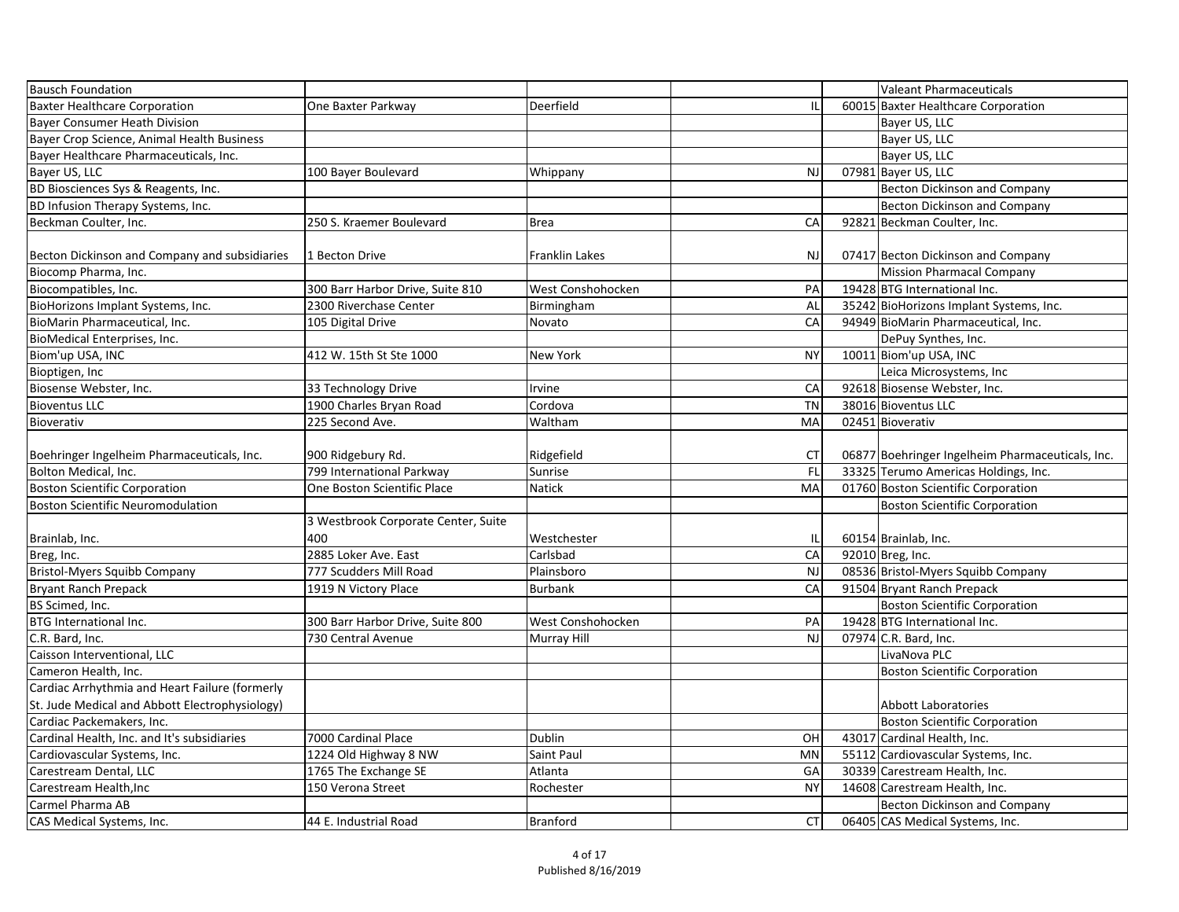| | | | | | |
|---|---|---|---|---|---|
| Bausch Foundation | | | | | Valeant Pharmaceuticals |
| Baxter Healthcare Corporation | One Baxter Parkway | Deerfield | IL | 60015 | Baxter Healthcare Corporation |
| Bayer Consumer Heath Division | | | | | Bayer US, LLC |
| Bayer Crop Science, Animal Health Business | | | | | Bayer US, LLC |
| Bayer Healthcare Pharmaceuticals, Inc. | | | | | Bayer US, LLC |
| Bayer US, LLC | 100 Bayer Boulevard | Whippany | NJ | 07981 | Bayer US, LLC |
| BD Biosciences Sys & Reagents, Inc. | | | | | Becton Dickinson and Company |
| BD Infusion Therapy Systems, Inc. | | | | | Becton Dickinson and Company |
| Beckman Coulter, Inc. | 250 S. Kraemer Boulevard | Brea | CA | 92821 | Beckman Coulter, Inc. |
| Becton Dickinson and Company and subsidiaries | 1 Becton Drive | Franklin Lakes | NJ | 07417 | Becton Dickinson and Company |
| Biocomp Pharma, Inc. | | | | | Mission Pharmacal Company |
| Biocompatibles, Inc. | 300 Barr Harbor Drive, Suite 810 | West Conshohocken | PA | 19428 | BTG International Inc. |
| BioHorizons Implant Systems, Inc. | 2300 Riverchase Center | Birmingham | AL | 35242 | BioHorizons Implant Systems, Inc. |
| BioMarin Pharmaceutical, Inc. | 105 Digital Drive | Novato | CA | 94949 | BioMarin Pharmaceutical, Inc. |
| BioMedical Enterprises, Inc. | | | | | DePuy Synthes, Inc. |
| Biom'up USA, INC | 412 W. 15th St Ste 1000 | New York | NY | 10011 | Biom'up USA, INC |
| Bioptigen, Inc | | | | | Leica Microsystems, Inc |
| Biosense Webster, Inc. | 33 Technology Drive | Irvine | CA | 92618 | Biosense Webster, Inc. |
| Bioventus LLC | 1900 Charles Bryan Road | Cordova | TN | 38016 | Bioventus LLC |
| Bioverativ | 225 Second Ave. | Waltham | MA | 02451 | Bioverativ |
| Boehringer Ingelheim Pharmaceuticals, Inc. | 900 Ridgebury Rd. | Ridgefield | CT | 06877 | Boehringer Ingelheim Pharmaceuticals, Inc. |
| Bolton Medical, Inc. | 799 International Parkway | Sunrise | FL | 33325 | Terumo Americas Holdings, Inc. |
| Boston Scientific Corporation | One Boston Scientific Place | Natick | MA | 01760 | Boston Scientific Corporation |
| Boston Scientific Neuromodulation | | | | | Boston Scientific Corporation |
| Brainlab, Inc. | 3 Westbrook Corporate Center, Suite 400 | Westchester | IL | 60154 | Brainlab, Inc. |
| Breg, Inc. | 2885 Loker Ave. East | Carlsbad | CA | 92010 | Breg, Inc. |
| Bristol-Myers Squibb Company | 777 Scudders Mill Road | Plainsboro | NJ | 08536 | Bristol-Myers Squibb Company |
| Bryant Ranch Prepack | 1919 N Victory Place | Burbank | CA | 91504 | Bryant Ranch Prepack |
| BS Scimed, Inc. | | | | | Boston Scientific Corporation |
| BTG International Inc. | 300 Barr Harbor Drive, Suite 800 | West Conshohocken | PA | 19428 | BTG International Inc. |
| C.R. Bard, Inc. | 730 Central Avenue | Murray Hill | NJ | 07974 | C.R. Bard, Inc. |
| Caisson Interventional, LLC | | | | | LivaNova PLC |
| Cameron Health, Inc. | | | | | Boston Scientific Corporation |
| Cardiac Arrhythmia and Heart Failure (formerly St. Jude Medical and Abbott Electrophysiology) | | | | | Abbott Laboratories |
| Cardiac Packemakers, Inc. | | | | | Boston Scientific Corporation |
| Cardinal Health, Inc. and It's subsidiaries | 7000 Cardinal Place | Dublin | OH | 43017 | Cardinal Health, Inc. |
| Cardiovascular Systems, Inc. | 1224 Old Highway 8 NW | Saint Paul | MN | 55112 | Cardiovascular Systems, Inc. |
| Carestream Dental, LLC | 1765 The Exchange SE | Atlanta | GA | 30339 | Carestream Health, Inc. |
| Carestream Health,Inc | 150 Verona Street | Rochester | NY | 14608 | Carestream Health, Inc. |
| Carmel Pharma AB | | | | | Becton Dickinson and Company |
| CAS Medical Systems, Inc. | 44 E. Industrial Road | Branford | CT | 06405 | CAS Medical Systems, Inc. |

Published 8/16/2019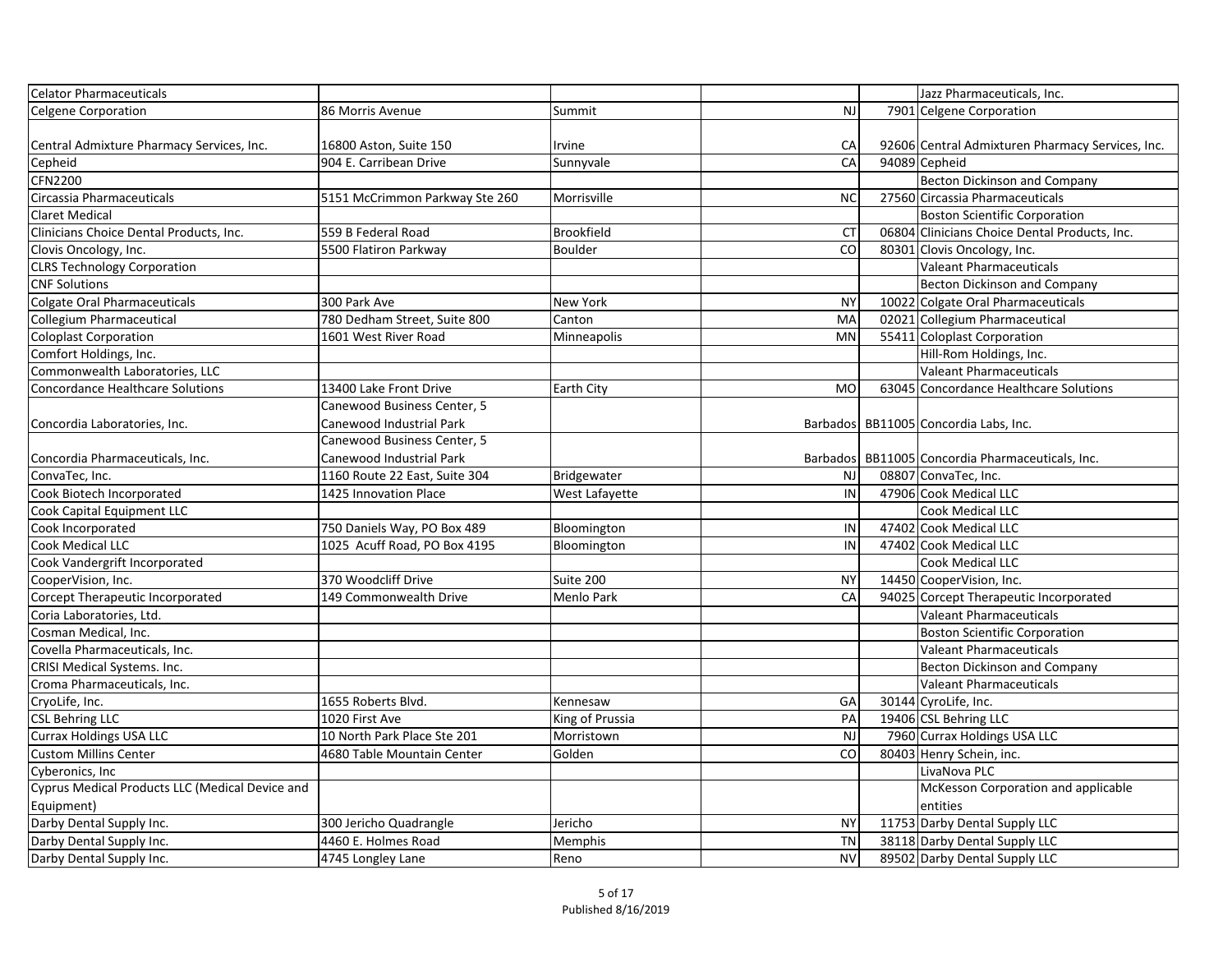| | | | | | |
|---|---|---|---|---|---|
| Celator Pharmaceuticals | | | | | Jazz Pharmaceuticals, Inc. |
| Celgene Corporation | 86 Morris Avenue | Summit | NJ | 7901 | Celgene Corporation |
| Central Admixture Pharmacy Services, Inc. | 16800 Aston, Suite 150 | Irvine | CA | 92606 | Central Admixturen Pharmacy Services, Inc. |
| Cepheid | 904 E. Carribean Drive | Sunnyvale | CA | 94089 | Cepheid |
| CFN2200 | | | | | Becton Dickinson and Company |
| Circassia Pharmaceuticals | 5151 McCrimmon Parkway Ste 260 | Morrisville | NC | 27560 | Circassia Pharmaceuticals |
| Claret Medical | | | | | Boston Scientific Corporation |
| Clinicians Choice Dental Products, Inc. | 559 B Federal Road | Brookfield | CT | 06804 | Clinicians Choice Dental Products, Inc. |
| Clovis Oncology, Inc. | 5500 Flatiron Parkway | Boulder | CO | 80301 | Clovis Oncology, Inc. |
| CLRS Technology Corporation | | | | | Valeant Pharmaceuticals |
| CNF Solutions | | | | | Becton Dickinson and Company |
| Colgate Oral Pharmaceuticals | 300 Park Ave | New York | NY | 10022 | Colgate Oral Pharmaceuticals |
| Collegium Pharmaceutical | 780 Dedham Street, Suite 800 | Canton | MA | 02021 | Collegium Pharmaceutical |
| Coloplast Corporation | 1601 West River Road | Minneapolis | MN | 55411 | Coloplast Corporation |
| Comfort Holdings, Inc. | | | | | Hill-Rom Holdings, Inc. |
| Commonwealth Laboratories, LLC | | | | | Valeant Pharmaceuticals |
| Concordance Healthcare Solutions | 13400 Lake Front Drive | Earth City | MO | 63045 | Concordance Healthcare Solutions |
| Concordia Laboratories, Inc. | Canewood Business Center, 5 Canewood Industrial Park | | Barbados | BB11005 | Concordia Labs, Inc. |
| Concordia Pharmaceuticals, Inc. | Canewood Business Center, 5 Canewood Industrial Park | | Barbados | BB11005 | Concordia Pharmaceuticals, Inc. |
| ConvaTec, Inc. | 1160 Route 22 East, Suite 304 | Bridgewater | NJ | 08807 | ConvaTec, Inc. |
| Cook Biotech Incorporated | 1425 Innovation Place | West Lafayette | IN | 47906 | Cook Medical LLC |
| Cook Capital Equipment LLC | | | | | Cook Medical LLC |
| Cook Incorporated | 750 Daniels Way, PO Box 489 | Bloomington | IN | 47402 | Cook Medical LLC |
| Cook Medical LLC | 1025 Acuff Road, PO Box 4195 | Bloomington | IN | 47402 | Cook Medical LLC |
| Cook Vandergrift Incorporated | | | | | Cook Medical LLC |
| CooperVision, Inc. | 370 Woodcliff Drive | Suite 200 | NY | 14450 | CooperVision, Inc. |
| Corcept Therapeutic Incorporated | 149 Commonwealth Drive | Menlo Park | CA | 94025 | Corcept Therapeutic Incorporated |
| Coria Laboratories, Ltd. | | | | | Valeant Pharmaceuticals |
| Cosman Medical, Inc. | | | | | Boston Scientific Corporation |
| Covella Pharmaceuticals, Inc. | | | | | Valeant Pharmaceuticals |
| CRISI Medical Systems. Inc. | | | | | Becton Dickinson and Company |
| Croma Pharmaceuticals, Inc. | | | | | Valeant Pharmaceuticals |
| CryoLife, Inc. | 1655 Roberts Blvd. | Kennesaw | GA | 30144 | CyroLife, Inc. |
| CSL Behring LLC | 1020 First Ave | King of Prussia | PA | 19406 | CSL Behring LLC |
| Currax Holdings USA LLC | 10 North Park Place Ste 201 | Morristown | NJ | 7960 | Currax Holdings USA LLC |
| Custom Millins Center | 4680 Table Mountain Center | Golden | CO | 80403 | Henry Schein, inc. |
| Cyberonics, Inc | | | | | LivaNova PLC |
| Cyprus Medical Products LLC (Medical Device and Equipment) | | | | | McKesson Corporation and applicable entities |
| Darby Dental Supply Inc. | 300 Jericho Quadrangle | Jericho | NY | 11753 | Darby Dental Supply LLC |
| Darby Dental Supply Inc. | 4460 E. Holmes Road | Memphis | TN | 38118 | Darby Dental Supply LLC |
| Darby Dental Supply Inc. | 4745 Longley Lane | Reno | NV | 89502 | Darby Dental Supply LLC |

Published 8/16/2019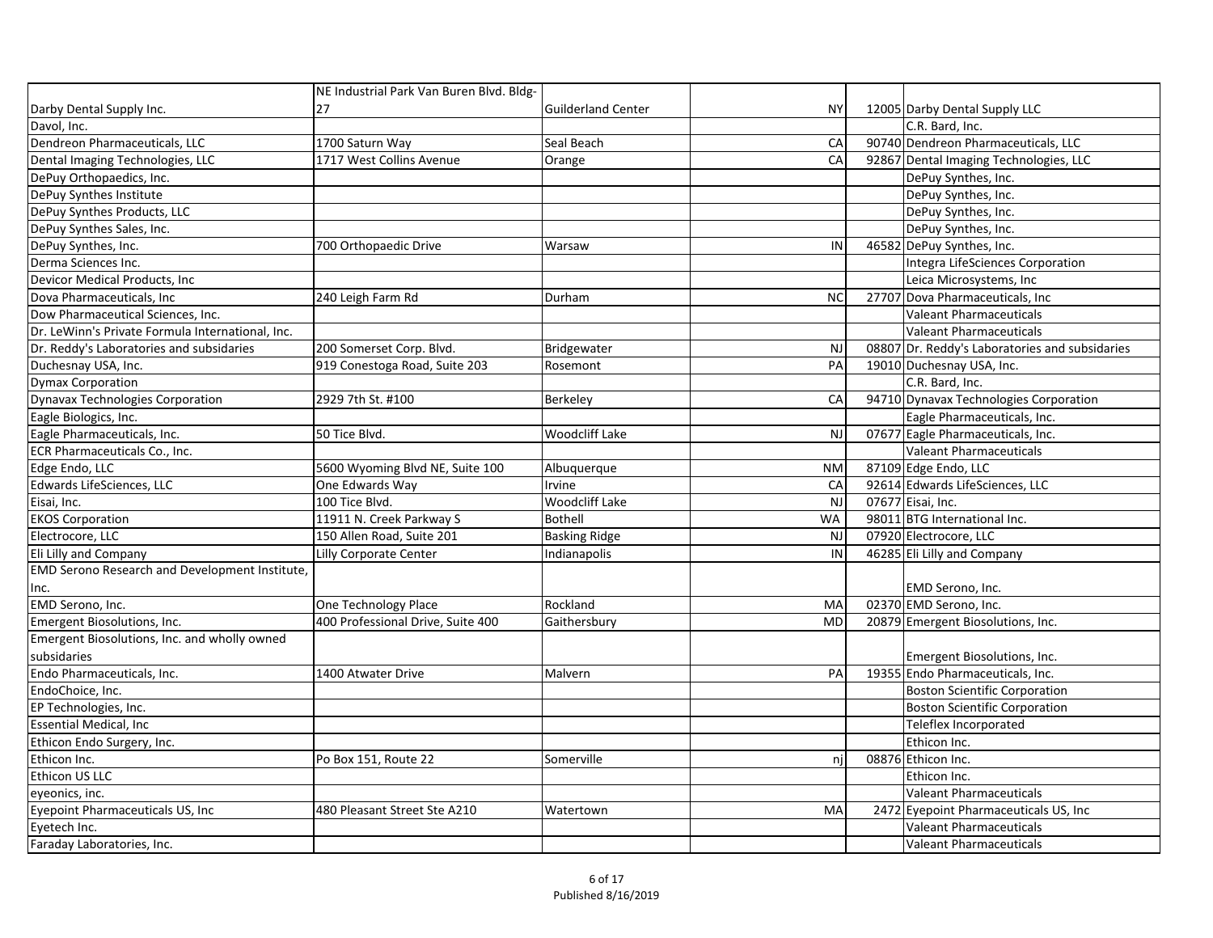| | | | | | |
|---|---|---|---|---|---|
| Darby Dental Supply Inc. | NE Industrial Park Van Buren Blvd. Bldg-27 | Guilderland Center | NY | 12005 | Darby Dental Supply LLC |
| Davol, Inc. | | | | | C.R. Bard, Inc. |
| Dendreon Pharmaceuticals, LLC | 1700 Saturn Way | Seal Beach | CA | 90740 | Dendreon Pharmaceuticals, LLC |
| Dental Imaging Technologies, LLC | 1717 West Collins Avenue | Orange | CA | 92867 | Dental Imaging Technologies, LLC |
| DePuy Orthopaedics, Inc. | | | | | DePuy Synthes, Inc. |
| DePuy Synthes Institute | | | | | DePuy Synthes, Inc. |
| DePuy Synthes Products, LLC | | | | | DePuy Synthes, Inc. |
| DePuy Synthes Sales, Inc. | | | | | DePuy Synthes, Inc. |
| DePuy Synthes, Inc. | 700 Orthopaedic Drive | Warsaw | IN | 46582 | DePuy Synthes, Inc. |
| Derma Sciences Inc. | | | | | Integra LifeSciences Corporation |
| Devicor Medical Products, Inc | | | | | Leica Microsystems, Inc |
| Dova Pharmaceuticals, Inc | 240 Leigh Farm Rd | Durham | NC | 27707 | Dova Pharmaceuticals, Inc |
| Dow Pharmaceutical Sciences, Inc. | | | | | Valeant Pharmaceuticals |
| Dr. LeWinn's Private Formula International, Inc. | | | | | Valeant Pharmaceuticals |
| Dr. Reddy's Laboratories and subsidaries | 200 Somerset Corp. Blvd. | Bridgewater | NJ | 08807 | Dr. Reddy's Laboratories and subsidaries |
| Duchesnay USA, Inc. | 919 Conestoga Road, Suite 203 | Rosemont | PA | 19010 | Duchesnay USA, Inc. |
| Dymax Corporation | | | | | C.R. Bard, Inc. |
| Dynavax Technologies Corporation | 2929 7th St. #100 | Berkeley | CA | 94710 | Dynavax Technologies Corporation |
| Eagle Biologics, Inc. | | | | | Eagle Pharmaceuticals, Inc. |
| Eagle Pharmaceuticals, Inc. | 50 Tice Blvd. | Woodcliff Lake | NJ | 07677 | Eagle Pharmaceuticals, Inc. |
| ECR Pharmaceuticals Co., Inc. | | | | | Valeant Pharmaceuticals |
| Edge Endo, LLC | 5600 Wyoming Blvd NE, Suite 100 | Albuquerque | NM | 87109 | Edge Endo, LLC |
| Edwards LifeSciences, LLC | One Edwards Way | Irvine | CA | 92614 | Edwards LifeSciences, LLC |
| Eisai, Inc. | 100 Tice Blvd. | Woodcliff Lake | NJ | 07677 | Eisai, Inc. |
| EKOS Corporation | 11911 N. Creek Parkway S | Bothell | WA | 98011 | BTG International Inc. |
| Electrocore, LLC | 150 Allen Road, Suite 201 | Basking Ridge | NJ | 07920 | Electrocore, LLC |
| Eli Lilly and Company | Lilly Corporate Center | Indianapolis | IN | 46285 | Eli Lilly and Company |
| EMD Serono Research and Development Institute, Inc. | | | | | EMD Serono, Inc. |
| EMD Serono, Inc. | One Technology Place | Rockland | MA | 02370 | EMD Serono, Inc. |
| Emergent Biosolutions, Inc. | 400 Professional Drive, Suite 400 | Gaithersbury | MD | 20879 | Emergent Biosolutions, Inc. |
| Emergent Biosolutions, Inc. and wholly owned subsidiaries | | | | | Emergent Biosolutions, Inc. |
| Endo Pharmaceuticals, Inc. | 1400 Atwater Drive | Malvern | PA | 19355 | Endo Pharmaceuticals, Inc. |
| EndoChoice, Inc. | | | | | Boston Scientific Corporation |
| EP Technologies, Inc. | | | | | Boston Scientific Corporation |
| Essential Medical, Inc | | | | | Teleflex Incorporated |
| Ethicon Endo Surgery, Inc. | | | | | Ethicon Inc. |
| Ethicon Inc. | Po Box 151, Route 22 | Somerville | nj | 08876 | Ethicon Inc. |
| Ethicon US LLC | | | | | Ethicon Inc. |
| eyeonics, inc. | | | | | Valeant Pharmaceuticals |
| Eyepoint Pharmaceuticals US, Inc | 480 Pleasant Street Ste A210 | Watertown | MA | 2472 | Eyepoint Pharmaceuticals US, Inc |
| Eyetech Inc. | | | | | Valeant Pharmaceuticals |
| Faraday Laboratories, Inc. | | | | | Valeant Pharmaceuticals |

Published 8/16/2019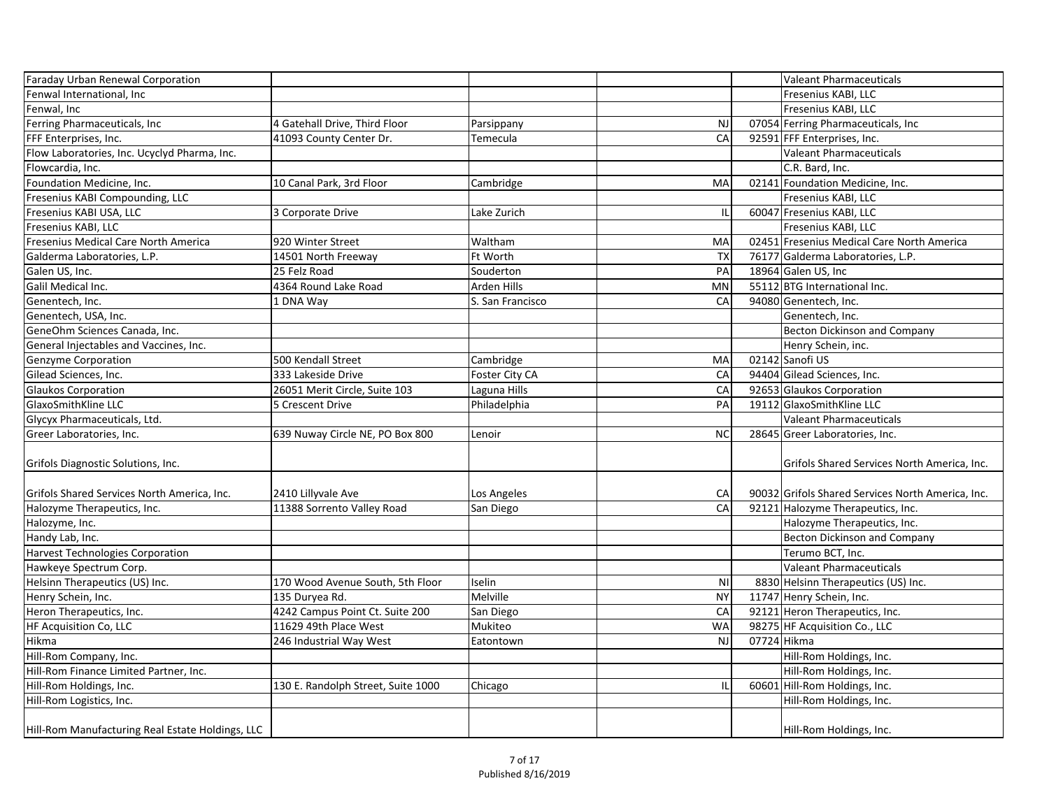| | | | | | |
|---|---|---|---|---|---|
| Faraday Urban Renewal Corporation | | | | | Valeant Pharmaceuticals |
| Fenwal International, Inc | | | | | Fresenius KABI, LLC |
| Fenwal, Inc | | | | | Fresenius KABI, LLC |
| Ferring Pharmaceuticals, Inc | 4 Gatehall Drive, Third Floor | Parsippany | NJ | 07054 | Ferring Pharmaceuticals, Inc |
| FFF Enterprises, Inc. | 41093 County Center Dr. | Temecula | CA | 92591 | FFF Enterprises, Inc. |
| Flow Laboratories, Inc. Ucyclyd Pharma, Inc. | | | | | Valeant Pharmaceuticals |
| Flowcardia, Inc. | | | | | C.R. Bard, Inc. |
| Foundation Medicine, Inc. | 10 Canal Park, 3rd Floor | Cambridge | MA | 02141 | Foundation Medicine, Inc. |
| Fresenius KABI Compounding, LLC | | | | | Fresenius KABI, LLC |
| Fresenius KABI USA, LLC | 3 Corporate Drive | Lake Zurich | IL | 60047 | Fresenius KABI, LLC |
| Fresenius KABI, LLC | | | | | Fresenius KABI, LLC |
| Fresenius Medical Care North America | 920 Winter Street | Waltham | MA | 02451 | Fresenius Medical Care North America |
| Galderma Laboratories, L.P. | 14501 North Freeway | Ft Worth | TX | 76177 | Galderma Laboratories, L.P. |
| Galen US, Inc. | 25 Felz Road | Souderton | PA | 18964 | Galen US, Inc |
| Galil Medical Inc. | 4364 Round Lake Road | Arden Hills | MN | 55112 | BTG International Inc. |
| Genentech, Inc. | 1 DNA Way | S. San Francisco | CA | 94080 | Genentech, Inc. |
| Genentech, USA, Inc. | | | | | Genentech, Inc. |
| GeneOhm Sciences Canada, Inc. | | | | | Becton Dickinson and Company |
| General Injectables and Vaccines, Inc. | | | | | Henry Schein, inc. |
| Genzyme Corporation | 500 Kendall Street | Cambridge | MA | 02142 | Sanofi US |
| Gilead Sciences, Inc. | 333 Lakeside Drive | Foster City CA | CA | 94404 | Gilead Sciences, Inc. |
| Glaukos Corporation | 26051 Merit Circle, Suite 103 | Laguna Hills | CA | 92653 | Glaukos Corporation |
| GlaxoSmithKline LLC | 5 Crescent Drive | Philadelphia | PA | 19112 | GlaxoSmithKline LLC |
| Glycyx Pharmaceuticals, Ltd. | | | | | Valeant Pharmaceuticals |
| Greer Laboratories, Inc. | 639 Nuway Circle NE, PO Box 800 | Lenoir | NC | 28645 | Greer Laboratories, Inc. |
| Grifols Diagnostic Solutions, Inc. | | | | | Grifols Shared Services North America, Inc. |
| Grifols Shared Services North America, Inc. | 2410 Lillyvale Ave | Los Angeles | CA | 90032 | Grifols Shared Services North America, Inc. |
| Halozyme Therapeutics, Inc. | 11388 Sorrento Valley Road | San Diego | CA | 92121 | Halozyme Therapeutics, Inc. |
| Halozyme, Inc. | | | | | Halozyme Therapeutics, Inc. |
| Handy Lab, Inc. | | | | | Becton Dickinson and Company |
| Harvest Technologies Corporation | | | | | Terumo BCT, Inc. |
| Hawkeye Spectrum Corp. | | | | | Valeant Pharmaceuticals |
| Helsinn Therapeutics (US) Inc. | 170 Wood Avenue South, 5th Floor | Iselin | NI | 8830 | Helsinn Therapeutics (US) Inc. |
| Henry Schein, Inc. | 135 Duryea Rd. | Melville | NY | 11747 | Henry Schein, Inc. |
| Heron Therapeutics, Inc. | 4242 Campus Point Ct. Suite 200 | San Diego | CA | 92121 | Heron Therapeutics, Inc. |
| HF Acquisition Co, LLC | 11629 49th Place West | Mukiteo | WA | 98275 | HF Acquisition Co., LLC |
| Hikma | 246 Industrial Way West | Eatontown | NJ | 07724 | Hikma |
| Hill-Rom Company, Inc. | | | | | Hill-Rom Holdings, Inc. |
| Hill-Rom Finance Limited Partner, Inc. | | | | | Hill-Rom Holdings, Inc. |
| Hill-Rom Holdings, Inc. | 130 E. Randolph Street, Suite 1000 | Chicago | IL | 60601 | Hill-Rom Holdings, Inc. |
| Hill-Rom Logistics, Inc. | | | | | Hill-Rom Holdings, Inc. |
| Hill-Rom Manufacturing Real Estate Holdings, LLC | | | | | Hill-Rom Holdings, Inc. |

Published 8/16/2019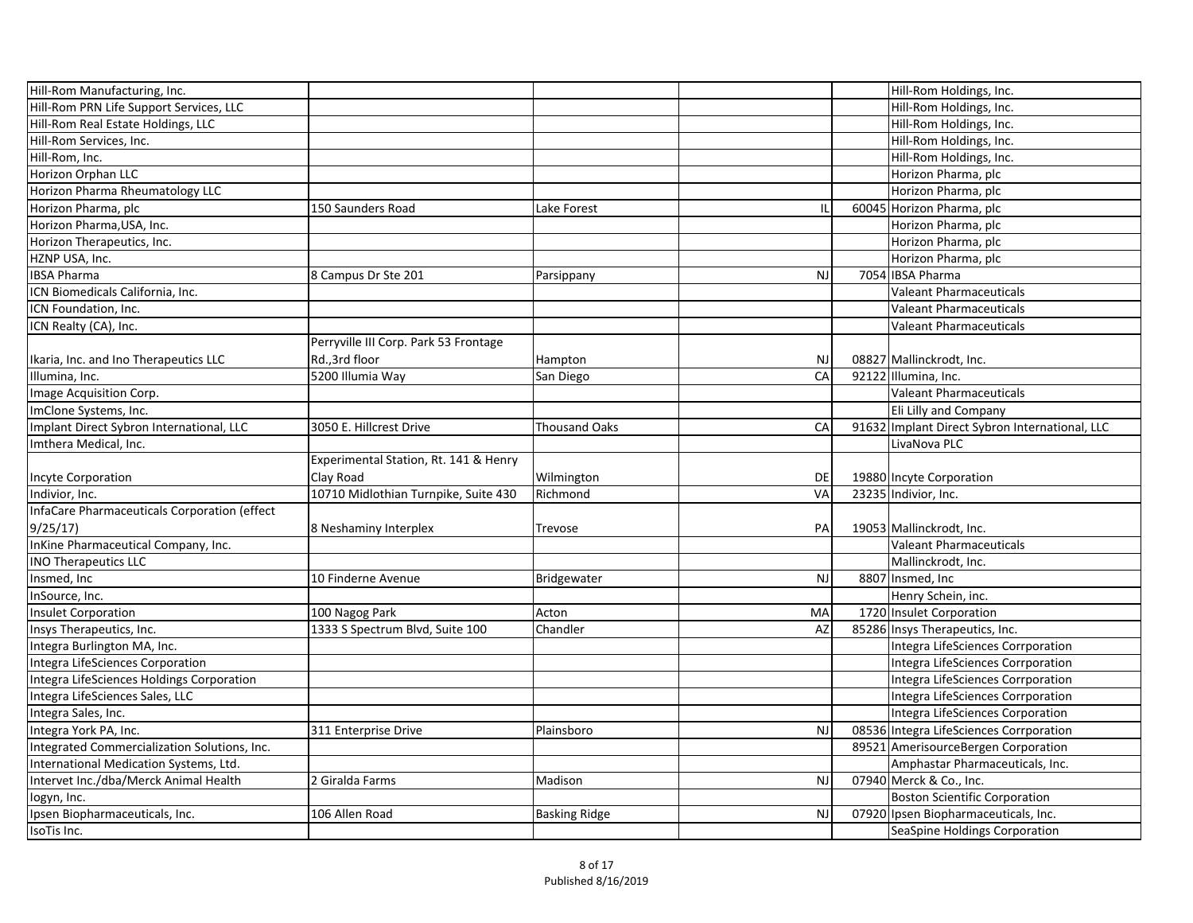| | | | | | |
|---|---|---|---|---|---|
| Hill-Rom Manufacturing, Inc. | | | | | Hill-Rom Holdings, Inc. |
| Hill-Rom PRN Life Support Services, LLC | | | | | Hill-Rom Holdings, Inc. |
| Hill-Rom Real Estate Holdings, LLC | | | | | Hill-Rom Holdings, Inc. |
| Hill-Rom Services, Inc. | | | | | Hill-Rom Holdings, Inc. |
| Hill-Rom, Inc. | | | | | Hill-Rom Holdings, Inc. |
| Horizon Orphan LLC | | | | | Horizon Pharma, plc |
| Horizon Pharma Rheumatology LLC | | | | | Horizon Pharma, plc |
| Horizon Pharma, plc | 150 Saunders Road | Lake Forest | IL | 60045 | Horizon Pharma, plc |
| Horizon Pharma,USA, Inc. | | | | | Horizon Pharma, plc |
| Horizon Therapeutics, Inc. | | | | | Horizon Pharma, plc |
| HZNP USA, Inc. | | | | | Horizon Pharma, plc |
| IBSA Pharma | 8 Campus Dr Ste 201 | Parsippany | NJ | 7054 | IBSA Pharma |
| ICN Biomedicals California, Inc. | | | | | Valeant Pharmaceuticals |
| ICN Foundation, Inc. | | | | | Valeant Pharmaceuticals |
| ICN Realty (CA), Inc. | | | | | Valeant Pharmaceuticals |
| Ikaria, Inc. and Ino Therapeutics LLC | Perryville III Corp. Park 53 Frontage Rd.,3rd floor | Hampton | NJ | 08827 | Mallinckrodt, Inc. |
| Illumina, Inc. | 5200 Illumia Way | San Diego | CA | 92122 | Illumina, Inc. |
| Image Acquisition Corp. | | | | | Valeant Pharmaceuticals |
| ImClone Systems, Inc. | | | | | Eli Lilly and Company |
| Implant Direct Sybron International, LLC | 3050 E. Hillcrest Drive | Thousand Oaks | CA | 91632 | Implant Direct Sybron International, LLC |
| Imthera Medical, Inc. | | | | | LivaNova PLC |
| Incyte Corporation | Experimental Station, Rt. 141 & Henry Clay Road | Wilmington | DE | 19880 | Incyte Corporation |
| Indivior, Inc. | 10710 Midlothian Turnpike, Suite 430 | Richmond | VA | 23235 | Indivior, Inc. |
| InfaCare Pharmaceuticals Corporation (effect 9/25/17) | 8 Neshaminy Interplex | Trevose | PA | 19053 | Mallinckrodt, Inc. |
| InKine Pharmaceutical Company, Inc. | | | | | Valeant Pharmaceuticals |
| INO Therapeutics LLC | | | | | Mallinckrodt, Inc. |
| Insmed, Inc | 10 Finderne Avenue | Bridgewater | NJ | 8807 | Insmed, Inc |
| InSource, Inc. | | | | | Henry Schein, inc. |
| Insulet Corporation | 100 Nagog Park | Acton | MA | 1720 | Insulet Corporation |
| Insys Therapeutics, Inc. | 1333 S Spectrum Blvd, Suite 100 | Chandler | AZ | 85286 | Insys Therapeutics, Inc. |
| Integra Burlington MA, Inc. | | | | | Integra LifeSciences Corrporation |
| Integra LifeSciences Corporation | | | | | Integra LifeSciences Corrporation |
| Integra LifeSciences Holdings Corporation | | | | | Integra LifeSciences Corrporation |
| Integra LifeSciences Sales, LLC | | | | | Integra LifeSciences Corrporation |
| Integra Sales, Inc. | | | | | Integra LifeSciences Corporation |
| Integra York PA, Inc. | 311 Enterprise Drive | Plainsboro | NJ | 08536 | Integra LifeSciences Corrporation |
| Integrated Commercialization Solutions, Inc. | | | | 89521 | AmerisourceBergen Corporation |
| International Medication Systems, Ltd. | | | | | Amphastar Pharmaceuticals, Inc. |
| Intervet Inc./dba/Merck Animal Health | 2 Giralda Farms | Madison | NJ | 07940 | Merck & Co., Inc. |
| Iogyn, Inc. | | | | | Boston Scientific Corporation |
| Ipsen Biopharmaceuticals, Inc. | 106 Allen Road | Basking Ridge | NJ | 07920 | Ipsen Biopharmaceuticals, Inc. |
| IsoTis Inc. | | | | | SeaSpine Holdings Corporation |

Published 8/16/2019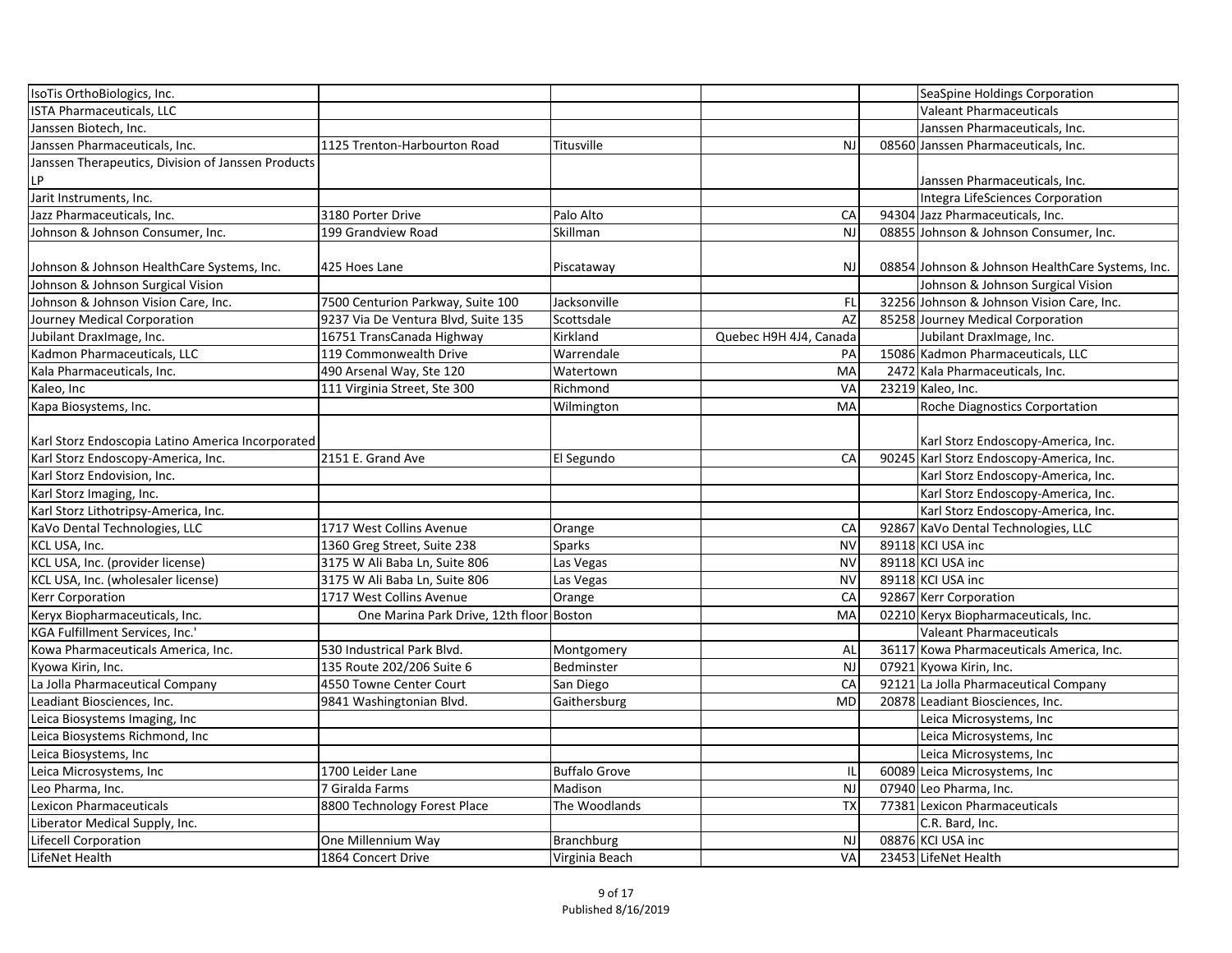| | | | | | |
|---|---|---|---|---|---|
| IsoTis OrthoBiologics, Inc. | | | | | SeaSpine Holdings Corporation |
| ISTA Pharmaceuticals, LLC | | | | | Valeant Pharmaceuticals |
| Janssen Biotech, Inc. | | | | | Janssen Pharmaceuticals, Inc. |
| Janssen Pharmaceuticals, Inc. | 1125 Trenton-Harbourton Road | Titusville | NJ | 08560 | Janssen Pharmaceuticals, Inc. |
| Janssen Therapeutics, Division of Janssen Products LP | | | | | Janssen Pharmaceuticals, Inc. |
| Jarit Instruments, Inc. | | | | | Integra LifeSciences Corporation |
| Jazz Pharmaceuticals, Inc. | 3180 Porter Drive | Palo Alto | CA | 94304 | Jazz Pharmaceuticals, Inc. |
| Johnson & Johnson Consumer, Inc. | 199 Grandview Road | Skillman | NJ | 08855 | Johnson & Johnson Consumer, Inc. |
| Johnson & Johnson HealthCare Systems, Inc. | 425 Hoes Lane | Piscataway | NJ | 08854 | Johnson & Johnson HealthCare Systems, Inc. |
| Johnson & Johnson Surgical Vision | | | | | Johnson & Johnson Surgical Vision |
| Johnson & Johnson Vision Care, Inc. | 7500 Centurion Parkway, Suite 100 | Jacksonville | FL | 32256 | Johnson & Johnson Vision Care, Inc. |
| Journey Medical Corporation | 9237 Via De Ventura Blvd, Suite 135 | Scottsdale | AZ | 85258 | Journey Medical Corporation |
| Jubilant DraxImage, Inc. | 16751 TransCanada Highway | Kirkland | Quebec H9H 4J4, Canada | | Jubilant DraxImage, Inc. |
| Kadmon Pharmaceuticals, LLC | 119 Commonwealth Drive | Warrendale | PA | 15086 | Kadmon Pharmaceuticals, LLC |
| Kala Pharmaceuticals, Inc. | 490 Arsenal Way, Ste 120 | Watertown | MA | 2472 | Kala Pharmaceuticals, Inc. |
| Kaleo, Inc | 111 Virginia Street, Ste 300 | Richmond | VA | 23219 | Kaleo, Inc. |
| Kapa Biosystems, Inc. | | Wilmington | MA | | Roche Diagnostics Corportation |
| Karl Storz Endoscopia Latino America Incorporated | | | | | Karl Storz Endoscopy-America, Inc. |
| Karl Storz Endoscopy-America, Inc. | 2151 E. Grand Ave | El Segundo | CA | 90245 | Karl Storz Endoscopy-America, Inc. |
| Karl Storz Endovision, Inc. | | | | | Karl Storz Endoscopy-America, Inc. |
| Karl Storz Imaging, Inc. | | | | | Karl Storz Endoscopy-America, Inc. |
| Karl Storz Lithotripsy-America, Inc. | | | | | Karl Storz Endoscopy-America, Inc. |
| KaVo Dental Technologies, LLC | 1717 West Collins Avenue | Orange | CA | 92867 | KaVo Dental Technologies, LLC |
| KCL USA, Inc. | 1360 Greg Street, Suite 238 | Sparks | NV | 89118 | KCI USA inc |
| KCL USA, Inc. (provider license) | 3175 W Ali Baba Ln, Suite 806 | Las Vegas | NV | 89118 | KCI USA inc |
| KCL USA, Inc. (wholesaler license) | 3175 W Ali Baba Ln, Suite 806 | Las Vegas | NV | 89118 | KCI USA inc |
| Kerr Corporation | 1717 West Collins Avenue | Orange | CA | 92867 | Kerr Corporation |
| Keryx Biopharmaceuticals, Inc. | One Marina Park Drive, 12th floor | Boston | MA | 02210 | Keryx Biopharmaceuticals, Inc. |
| KGA Fulfillment Services, Inc.' | | | | | Valeant Pharmaceuticals |
| Kowa Pharmaceuticals America, Inc. | 530 Industrial Park Blvd. | Montgomery | AL | 36117 | Kowa Pharmaceuticals America, Inc. |
| Kyowa Kirin, Inc. | 135 Route 202/206 Suite 6 | Bedminster | NJ | 07921 | Kyowa Kirin, Inc. |
| La Jolla Pharmaceutical Company | 4550 Towne Center Court | San Diego | CA | 92121 | La Jolla Pharmaceutical Company |
| Leadiant Biosciences, Inc. | 9841 Washingtonian Blvd. | Gaithersburg | MD | 20878 | Leadiant Biosciences, Inc. |
| Leica Biosystems Imaging, Inc | | | | | Leica Microsystems, Inc |
| Leica Biosystems Richmond, Inc | | | | | Leica Microsystems, Inc |
| Leica Biosystems, Inc | | | | | Leica Microsystems, Inc |
| Leica Microsystems, Inc | 1700 Leider Lane | Buffalo Grove | IL | 60089 | Leica Microsystems, Inc |
| Leo Pharma, Inc. | 7 Giralda Farms | Madison | NJ | 07940 | Leo Pharma, Inc. |
| Lexicon Pharmaceuticals | 8800 Technology Forest Place | The Woodlands | TX | 77381 | Lexicon Pharmaceuticals |
| Liberator Medical Supply, Inc. | | | | | C.R. Bard, Inc. |
| Lifecell Corporation | One Millennium Way | Branchburg | NJ | 08876 | KCI USA inc |
| LifeNet Health | 1864 Concert Drive | Virginia Beach | VA | 23453 | LifeNet Health |

Published 8/16/2019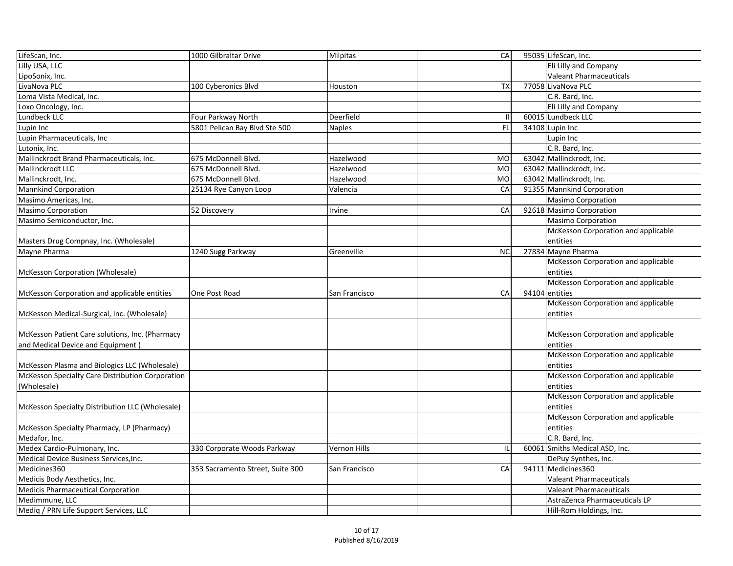| | | | | | |
|---|---|---|---|---|---|
| LifeScan, Inc. | 1000 Gilbraltar Drive | Milpitas | CA | 95035 | LifeScan, Inc. |
| Lilly USA, LLC | | | | | Eli Lilly and Company |
| LipoSonix, Inc. | | | | | Valeant Pharmaceuticals |
| LivaNova PLC | 100 Cyberonics Blvd | Houston | TX | 77058 | LivaNova PLC |
| Loma Vista Medical, Inc. | | | | | C.R. Bard, Inc. |
| Loxo Oncology, Inc. | | | | | Eli Lilly and Company |
| Lundbeck LLC | Four Parkway North | Deerfield | Il | 60015 | Lundbeck LLC |
| Lupin Inc | 5801 Pelican Bay Blvd Ste 500 | Naples | FL | 34108 | Lupin Inc |
| Lupin Pharmaceuticals, Inc | | | | | Lupin Inc |
| Lutonix, Inc. | | | | | C.R. Bard, Inc. |
| Mallinckrodt Brand Pharmaceuticals, Inc. | 675 McDonnell Blvd. | Hazelwood | MO | 63042 | Mallinckrodt, Inc. |
| Mallinckrodt LLC | 675 McDonnell Blvd. | Hazelwood | MO | 63042 | Mallinckrodt, Inc. |
| Mallinckrodt, Inc. | 675 McDonnell Blvd. | Hazelwood | MO | 63042 | Mallinckrodt, Inc. |
| Mannkind Corporation | 25134 Rye Canyon Loop | Valencia | CA | 91355 | Mannkind Corporation |
| Masimo Americas, Inc. | | | | | Masimo Corporation |
| Masimo Corporation | 52 Discovery | Irvine | CA | 92618 | Masimo Corporation |
| Masimo Semiconductor, Inc. | | | | | Masimo Corporation |
| Masters Drug Compnay, Inc. (Wholesale) | | | | | McKesson Corporation and applicable entities |
| Mayne Pharma | 1240 Sugg Parkway | Greenville | NC | 27834 | Mayne Pharma |
| McKesson Corporation (Wholesale) | | | | | McKesson Corporation and applicable entities |
| McKesson Corporation and applicable entities | One Post Road | San Francisco | CA | 94104 | McKesson Corporation and applicable entities |
| McKesson Medical-Surgical, Inc. (Wholesale) | | | | | McKesson Corporation and applicable entities |
| McKesson Patient Care solutions, Inc. (Pharmacy and Medical Device and Equipment ) | | | | | McKesson Corporation and applicable entities |
| McKesson Plasma and Biologics LLC (Wholesale) | | | | | McKesson Corporation and applicable entities |
| McKesson Specialty Care Distribution Corporation (Wholesale) | | | | | McKesson Corporation and applicable entities |
| McKesson Specialty Distribution LLC (Wholesale) | | | | | McKesson Corporation and applicable entities |
| McKesson Specialty Pharmacy, LP (Pharmacy) | | | | | McKesson Corporation and applicable entities |
| Medafor, Inc. | | | | | C.R. Bard, Inc. |
| Medex Cardio-Pulmonary, Inc. | 330 Corporate Woods Parkway | Vernon Hills | IL | 60061 | Smiths Medical ASD, Inc. |
| Medical Device Business Services,Inc. | | | | | DePuy Synthes, Inc. |
| Medicines360 | 353 Sacramento Street, Suite 300 | San Francisco | CA | 94111 | Medicines360 |
| Medicis Body Aesthetics, Inc. | | | | | Valeant Pharmaceuticals |
| Medicis Pharmaceutical Corporation | | | | | Valeant Pharmaceuticals |
| Medimmune, LLC | | | | | AstraZenca Pharmaceuticals LP |
| Mediq / PRN Life Support Services, LLC | | | | | Hill-Rom Holdings, Inc. |

Published 8/16/2019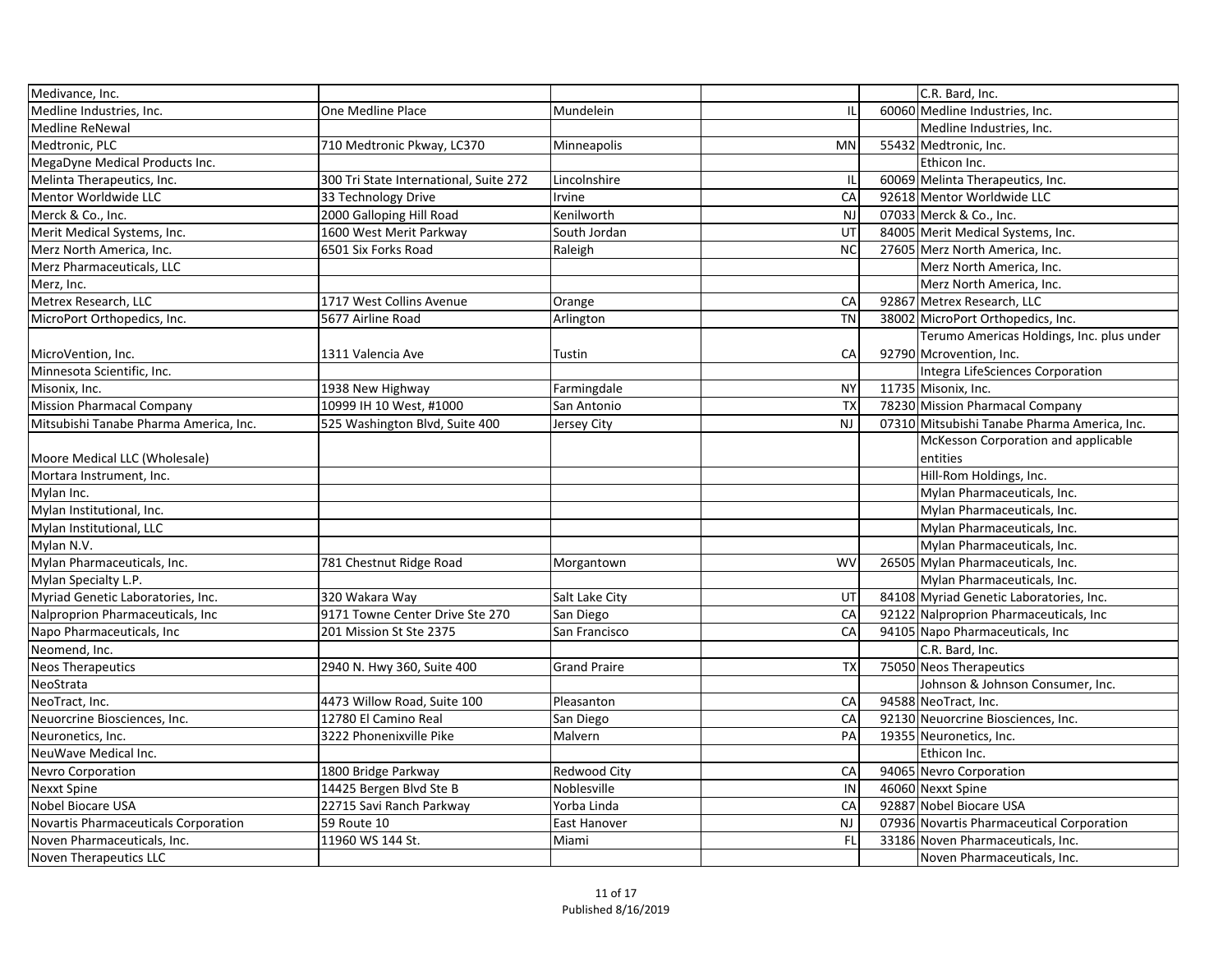| | | | | | |
|---|---|---|---|---|---|
| Medivance, Inc. | | | | | C.R. Bard, Inc. |
| Medline Industries, Inc. | One Medline Place | Mundelein | IL | 60060 | Medline Industries, Inc. |
| Medline ReNewal | | | | | Medline Industries, Inc. |
| Medtronic, PLC | 710 Medtronic Pkway, LC370 | Minneapolis | MN | 55432 | Medtronic, Inc. |
| MegaDyne Medical Products Inc. | | | | | Ethicon Inc. |
| Melinta Therapeutics, Inc. | 300 Tri State International, Suite 272 | Lincolnshire | IL | 60069 | Melinta Therapeutics, Inc. |
| Mentor Worldwide LLC | 33 Technology Drive | Irvine | CA | 92618 | Mentor Worldwide LLC |
| Merck & Co., Inc. | 2000 Galloping Hill Road | Kenilworth | NJ | 07033 | Merck & Co., Inc. |
| Merit Medical Systems, Inc. | 1600 West Merit Parkway | South Jordan | UT | 84005 | Merit Medical Systems, Inc. |
| Merz North America, Inc. | 6501 Six Forks Road | Raleigh | NC | 27605 | Merz North America, Inc. |
| Merz Pharmaceuticals, LLC | | | | | Merz North America, Inc. |
| Merz, Inc. | | | | | Merz North America, Inc. |
| Metrex Research, LLC | 1717 West Collins Avenue | Orange | CA | 92867 | Metrex Research, LLC |
| MicroPort Orthopedics, Inc. | 5677 Airline Road | Arlington | TN | 38002 | MicroPort Orthopedics, Inc. |
| MicroVention, Inc. | 1311 Valencia Ave | Tustin | CA | 92790 | Terumo Americas Holdings, Inc. plus under Mcrovention, Inc. |
| Minnesota Scientific, Inc. | | | | | Integra LifeSciences Corporation |
| Misonix, Inc. | 1938 New Highway | Farmingdale | NY | 11735 | Misonix, Inc. |
| Mission Pharmacal Company | 10999 IH 10 West, #1000 | San Antonio | TX | 78230 | Mission Pharmacal Company |
| Mitsubishi Tanabe Pharma America, Inc. | 525 Washington Blvd, Suite 400 | Jersey City | NJ | 07310 | Mitsubishi Tanabe Pharma America, Inc. |
| Moore Medical LLC (Wholesale) | | | | | McKesson Corporation and applicable entities |
| Mortara Instrument, Inc. | | | | | Hill-Rom Holdings, Inc. |
| Mylan Inc. | | | | | Mylan Pharmaceuticals, Inc. |
| Mylan Institutional, Inc. | | | | | Mylan Pharmaceuticals, Inc. |
| Mylan Institutional, LLC | | | | | Mylan Pharmaceuticals, Inc. |
| Mylan N.V. | | | | | Mylan Pharmaceuticals, Inc. |
| Mylan Pharmaceuticals, Inc. | 781 Chestnut Ridge Road | Morgantown | WV | 26505 | Mylan Pharmaceuticals, Inc. |
| Mylan Specialty L.P. | | | | | Mylan Pharmaceuticals, Inc. |
| Myriad Genetic Laboratories, Inc. | 320 Wakara Way | Salt Lake City | UT | 84108 | Myriad Genetic Laboratories, Inc. |
| Nalproprion Pharmaceuticals, Inc | 9171 Towne Center Drive Ste 270 | San Diego | CA | 92122 | Nalproprion Pharmaceuticals, Inc |
| Napo Pharmaceuticals, Inc | 201 Mission St Ste 2375 | San Francisco | CA | 94105 | Napo Pharmaceuticals, Inc |
| Neomend, Inc. | | | | | C.R. Bard, Inc. |
| Neos Therapeutics | 2940 N. Hwy 360, Suite 400 | Grand Praire | TX | 75050 | Neos Therapeutics |
| NeoStrata | | | | | Johnson & Johnson Consumer, Inc. |
| NeoTract, Inc. | 4473 Willow Road, Suite 100 | Pleasanton | CA | 94588 | NeoTract, Inc. |
| Neuorcrine Biosciences, Inc. | 12780 El Camino Real | San Diego | CA | 92130 | Neuorcrine Biosciences, Inc. |
| Neuronetics, Inc. | 3222 Phonenixville Pike | Malvern | PA | 19355 | Neuronetics, Inc. |
| NeuWave Medical Inc. | | | | | Ethicon Inc. |
| Nevro Corporation | 1800 Bridge Parkway | Redwood City | CA | 94065 | Nevro Corporation |
| Nexxt Spine | 14425 Bergen Blvd Ste B | Noblesville | IN | 46060 | Nexxt Spine |
| Nobel Biocare USA | 22715 Savi Ranch Parkway | Yorba Linda | CA | 92887 | Nobel Biocare USA |
| Novartis Pharmaceuticals Corporation | 59 Route 10 | East Hanover | NJ | 07936 | Novartis Pharmaceutical Corporation |
| Noven Pharmaceuticals, Inc. | 11960 WS 144 St. | Miami | FL | 33186 | Noven Pharmaceuticals, Inc. |
| Noven Therapeutics LLC | | | | | Noven Pharmaceuticals, Inc. |

Published 8/16/2019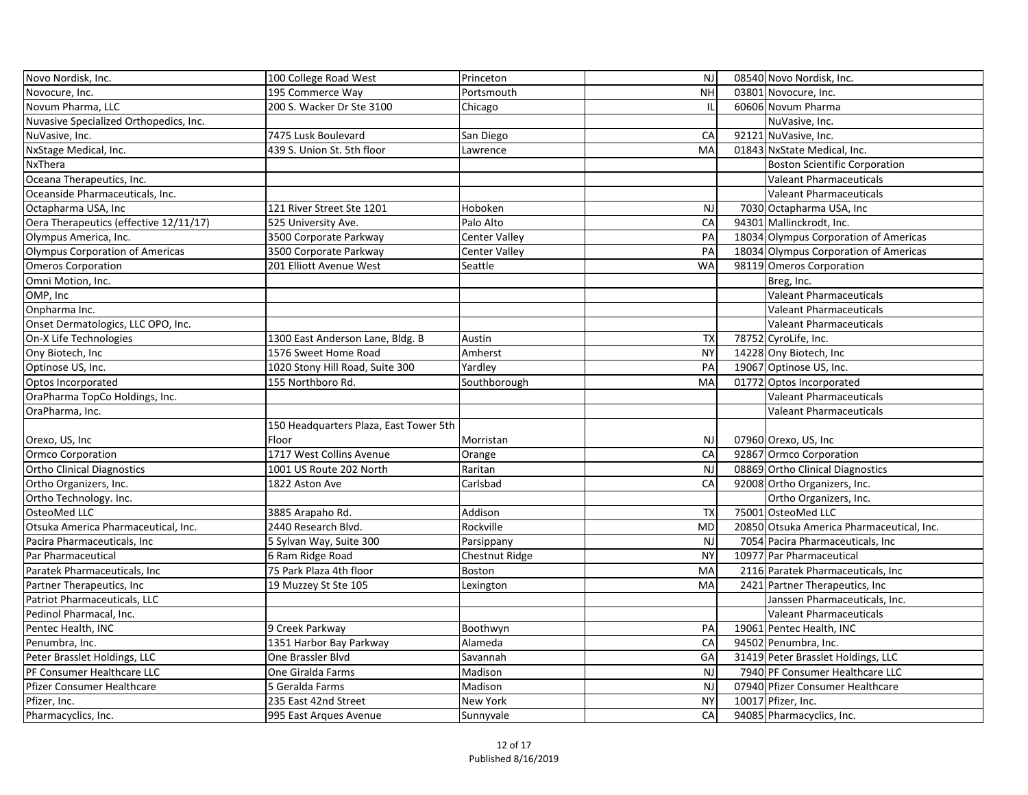| | | | | | |
|---|---|---|---|---|---|
| Novo Nordisk, Inc. | 100 College Road West | Princeton | NJ | 08540 | Novo Nordisk, Inc. |
| Novocure, Inc. | 195 Commerce Way | Portsmouth | NH | 03801 | Novocure, Inc. |
| Novum Pharma, LLC | 200 S. Wacker Dr Ste 3100 | Chicago | IL | 60606 | Novum Pharma |
| Nuvasive Specialized Orthopedics, Inc. | | | | | NuVasive, Inc. |
| NuVasive, Inc. | 7475 Lusk Boulevard | San Diego | CA | 92121 | NuVasive, Inc. |
| NxStage Medical, Inc. | 439 S. Union St. 5th floor | Lawrence | MA | 01843 | NxState Medical, Inc. |
| NxThera | | | | | Boston Scientific Corporation |
| Oceana Therapeutics, Inc. | | | | | Valeant Pharmaceuticals |
| Oceanside Pharmaceuticals, Inc. | | | | | Valeant Pharmaceuticals |
| Octapharma USA, Inc | 121 River Street Ste 1201 | Hoboken | NJ | 7030 | Octapharma USA, Inc |
| Oera Therapeutics (effective 12/11/17) | 525 University Ave. | Palo Alto | CA | 94301 | Mallinckrodt, Inc. |
| Olympus America, Inc. | 3500 Corporate Parkway | Center Valley | PA | 18034 | Olympus Corporation of Americas |
| Olympus Corporation of Americas | 3500 Corporate Parkway | Center Valley | PA | 18034 | Olympus Corporation of Americas |
| Omeros Corporation | 201 Elliott Avenue West | Seattle | WA | 98119 | Omeros Corporation |
| Omni Motion, Inc. | | | | | Breg, Inc. |
| OMP, Inc | | | | | Valeant Pharmaceuticals |
| Onpharma Inc. | | | | | Valeant Pharmaceuticals |
| Onset Dermatologics, LLC OPO, Inc. | | | | | Valeant Pharmaceuticals |
| On-X Life Technologies | 1300 East Anderson Lane, Bldg. B | Austin | TX | 78752 | CyroLife, Inc. |
| Ony Biotech, Inc | 1576 Sweet Home Road | Amherst | NY | 14228 | Ony Biotech, Inc |
| Optinose US, Inc. | 1020 Stony Hill Road, Suite 300 | Yardley | PA | 19067 | Optinose US, Inc. |
| Optos Incorporated | 155 Northboro Rd. | Southborough | MA | 01772 | Optos Incorporated |
| OraPharma TopCo Holdings, Inc. | | | | | Valeant Pharmaceuticals |
| OraPharma, Inc. | | | | | Valeant Pharmaceuticals |
| Orexo, US, Inc | 150 Headquarters Plaza, East Tower 5th Floor | Morristan | NJ | 07960 | Orexo, US, Inc |
| Ormco Corporation | 1717 West Collins Avenue | Orange | CA | 92867 | Ormco Corporation |
| Ortho Clinical Diagnostics | 1001 US Route 202 North | Raritan | NJ | 08869 | Ortho Clinical Diagnostics |
| Ortho Organizers, Inc. | 1822 Aston Ave | Carlsbad | CA | 92008 | Ortho Organizers, Inc. |
| Ortho Technology. Inc. | | | | | Ortho Organizers, Inc. |
| OsteoMed LLC | 3885 Arapaho Rd. | Addison | TX | 75001 | OsteoMed LLC |
| Otsuka America Pharmaceutical, Inc. | 2440 Research Blvd. | Rockville | MD | 20850 | Otsuka America Pharmaceutical, Inc. |
| Pacira Pharmaceuticals, Inc | 5 Sylvan Way, Suite 300 | Parsippany | NJ | 7054 | Pacira Pharmaceuticals, Inc |
| Par Pharmaceutical | 6 Ram Ridge Road | Chestnut Ridge | NY | 10977 | Par Pharmaceutical |
| Paratek Pharmaceuticals, Inc | 75 Park Plaza 4th floor | Boston | MA | 2116 | Paratek Pharmaceuticals, Inc |
| Partner Therapeutics, Inc | 19 Muzzey St Ste 105 | Lexington | MA | 2421 | Partner Therapeutics, Inc |
| Patriot Pharmaceuticals, LLC | | | | | Janssen Pharmaceuticals, Inc. |
| Pedinol Pharmacal, Inc. | | | | | Valeant Pharmaceuticals |
| Pentec Health, INC | 9 Creek Parkway | Boothwyn | PA | 19061 | Pentec Health, INC |
| Penumbra, Inc. | 1351 Harbor Bay Parkway | Alameda | CA | 94502 | Penumbra, Inc. |
| Peter Brasslet Holdings, LLC | One Brassler Blvd | Savannah | GA | 31419 | Peter Brasslet Holdings, LLC |
| PF Consumer Healthcare LLC | One Giralda Farms | Madison | NJ | 7940 | PF Consumer Healthcare LLC |
| Pfizer Consumer Healthcare | 5 Geralda Farms | Madison | NJ | 07940 | Pfizer Consumer Healthcare |
| Pfizer, Inc. | 235 East 42nd Street | New York | NY | 10017 | Pfizer, Inc. |
| Pharmacyclics, Inc. | 995 East Arques Avenue | Sunnyvale | CA | 94085 | Pharmacyclics, Inc. |

Published 8/16/2019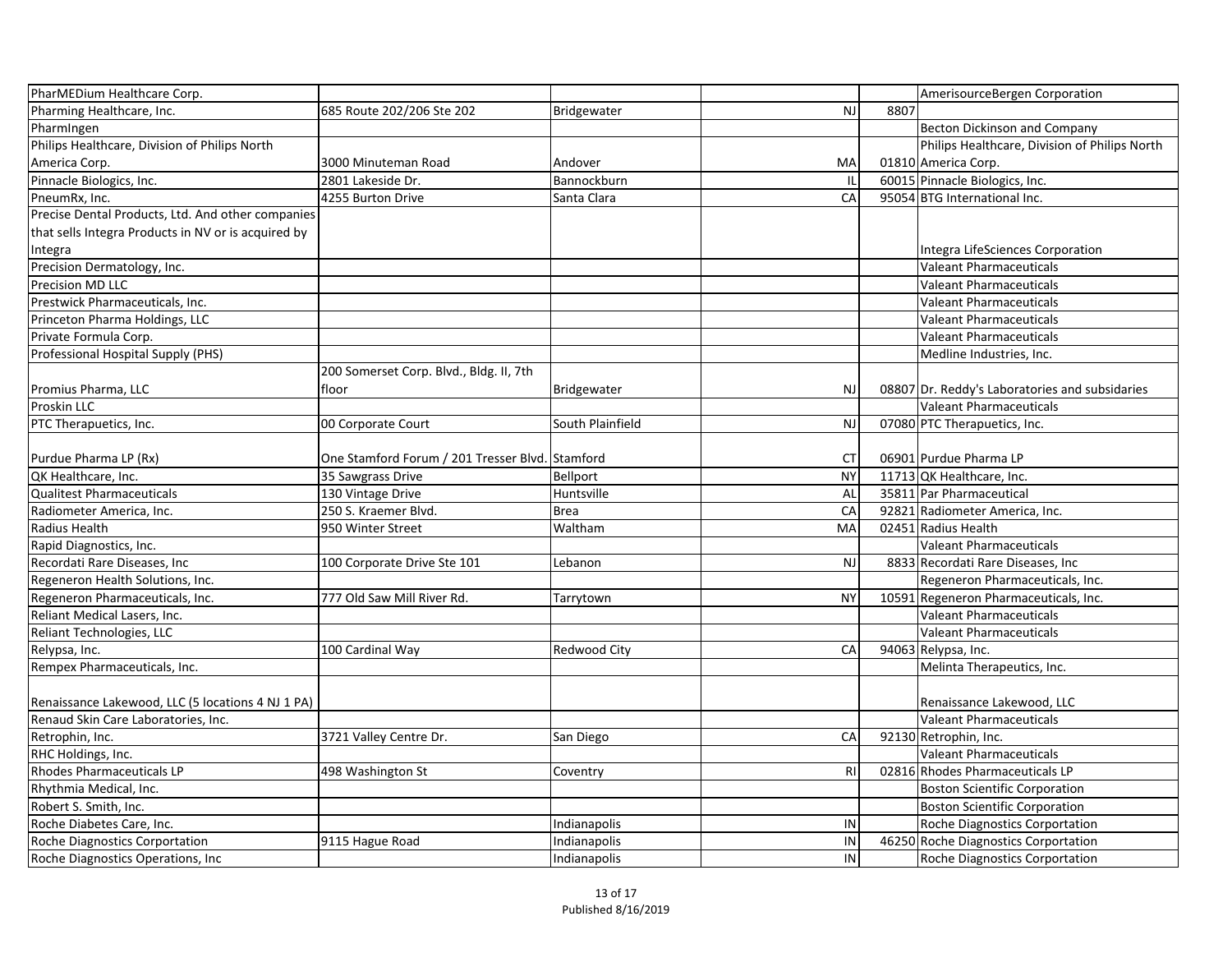| | | | | | |
|---|---|---|---|---|---|
| PharMEDium Healthcare Corp. | | | | | AmerisourceBergen Corporation |
| Pharming Healthcare, Inc. | 685 Route 202/206 Ste 202 | Bridgewater | NJ | 8807 | |
| PharmIngen | | | | | Becton Dickinson and Company |
| Philips Healthcare, Division of Philips North America Corp. | 3000 Minuteman Road | Andover | MA | 01810 | Philips Healthcare, Division of Philips North America Corp. |
| Pinnacle Biologics, Inc. | 2801 Lakeside Dr. | Bannockburn | IL | 60015 | Pinnacle Biologics, Inc. |
| PneumRx, Inc. | 4255 Burton Drive | Santa Clara | CA | 95054 | BTG International Inc. |
| Precise Dental Products, Ltd. And other companies that sells Integra Products in NV or is acquired by Integra | | | | | Integra LifeSciences Corporation |
| Precision Dermatology, Inc. | | | | | Valeant Pharmaceuticals |
| Precision MD LLC | | | | | Valeant Pharmaceuticals |
| Prestwick Pharmaceuticals, Inc. | | | | | Valeant Pharmaceuticals |
| Princeton Pharma Holdings, LLC | | | | | Valeant Pharmaceuticals |
| Private Formula Corp. | | | | | Valeant Pharmaceuticals |
| Professional Hospital Supply (PHS) | | | | | Medline Industries, Inc. |
| Promius Pharma, LLC | 200 Somerset Corp. Blvd., Bldg. II, 7th floor | Bridgewater | NJ | 08807 | Dr. Reddy's Laboratories and subsidaries |
| Proskin LLC | | | | | Valeant Pharmaceuticals |
| PTC Therapuetics, Inc. | 00 Corporate Court | South Plainfield | NJ | 07080 | PTC Therapuetics, Inc. |
| Purdue Pharma LP (Rx) | One Stamford Forum / 201 Tresser Blvd. | Stamford | CT | 06901 | Purdue Pharma LP |
| QK Healthcare, Inc. | 35 Sawgrass Drive | Bellport | NY | 11713 | QK Healthcare, Inc. |
| Qualitest Pharmaceuticals | 130 Vintage Drive | Huntsville | AL | 35811 | Par Pharmaceutical |
| Radiometer America, Inc. | 250 S. Kraemer Blvd. | Brea | CA | 92821 | Radiometer America, Inc. |
| Radius Health | 950 Winter Street | Waltham | MA | 02451 | Radius Health |
| Rapid Diagnostics, Inc. | | | | | Valeant Pharmaceuticals |
| Recordati Rare Diseases, Inc | 100 Corporate Drive Ste 101 | Lebanon | NJ | 8833 | Recordati Rare Diseases, Inc |
| Regeneron Health Solutions, Inc. | | | | | Regeneron Pharmaceuticals, Inc. |
| Regeneron Pharmaceuticals, Inc. | 777 Old Saw Mill River Rd. | Tarrytown | NY | 10591 | Regeneron Pharmaceuticals, Inc. |
| Reliant Medical Lasers, Inc. | | | | | Valeant Pharmaceuticals |
| Reliant Technologies, LLC | | | | | Valeant Pharmaceuticals |
| Relypsa, Inc. | 100 Cardinal Way | Redwood City | CA | 94063 | Relypsa, Inc. |
| Rempex Pharmaceuticals, Inc. | | | | | Melinta Therapeutics, Inc. |
| Renaissance Lakewood, LLC (5 locations 4 NJ 1 PA) | | | | | Renaissance Lakewood, LLC |
| Renaud Skin Care Laboratories, Inc. | | | | | Valeant Pharmaceuticals |
| Retrophin, Inc. | 3721 Valley Centre Dr. | San Diego | CA | 92130 | Retrophin, Inc. |
| RHC Holdings, Inc. | | | | | Valeant Pharmaceuticals |
| Rhodes Pharmaceuticals LP | 498 Washington St | Coventry | RI | 02816 | Rhodes Pharmaceuticals LP |
| Rhythmia Medical, Inc. | | | | | Boston Scientific Corporation |
| Robert S. Smith, Inc. | | | | | Boston Scientific Corporation |
| Roche Diabetes Care, Inc. | | Indianapolis | IN | | Roche Diagnostics Corportation |
| Roche Diagnostics Corportation | 9115 Hague Road | Indianapolis | IN | 46250 | Roche Diagnostics Corportation |
| Roche Diagnostics Operations, Inc | | Indianapolis | IN | | Roche Diagnostics Corportation |

Published 8/16/2019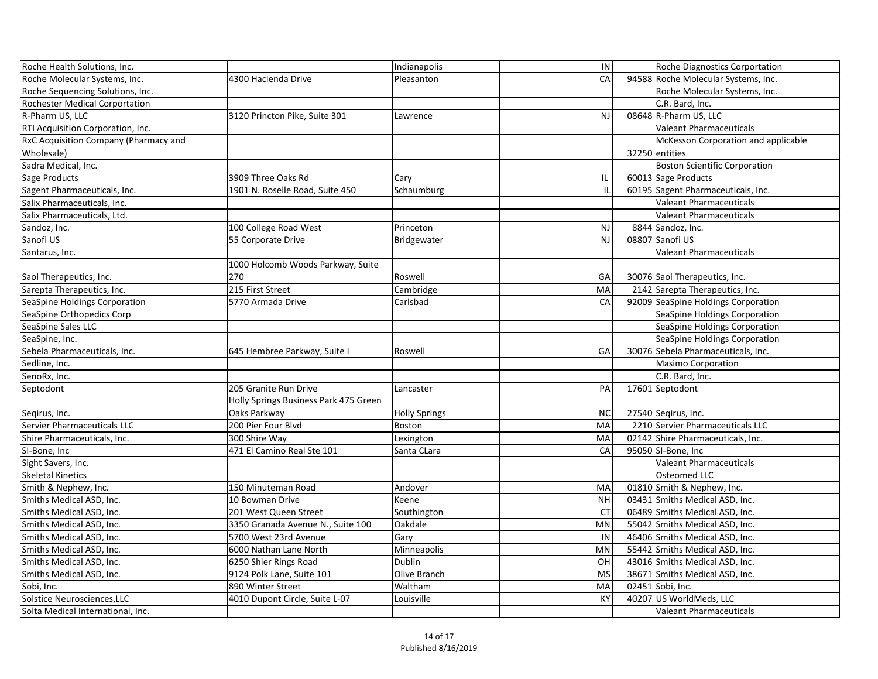| | | | | | |
|---|---|---|---|---|---|
| Roche Health Solutions, Inc. | | Indianapolis | IN | | Roche Diagnostics Corportation |
| Roche Molecular Systems, Inc. | 4300 Hacienda Drive | Pleasanton | CA | 94588 | Roche Molecular Systems, Inc. |
| Roche Sequencing Solutions, Inc. | | | | | Roche Molecular Systems, Inc. |
| Rochester Medical Corportation | | | | | C.R. Bard, Inc. |
| R-Pharm US, LLC | 3120 Princton Pike, Suite 301 | Lawrence | NJ | 08648 | R-Pharm US, LLC |
| RTI Acquisition Corporation, Inc. | | | | | Valeant Pharmaceuticals |
| RxC Acquisition Company (Pharmacy and Wholesale) | | | | 32250 | McKesson Corporation and applicable entities |
| Sadra Medical, Inc. | | | | | Boston Scientific Corporation |
| Sage Products | 3909 Three Oaks Rd | Cary | IL | 60013 | Sage Products |
| Sagent Pharmaceuticals, Inc. | 1901 N. Roselle Road, Suite 450 | Schaumburg | IL | 60195 | Sagent Pharmaceuticals, Inc. |
| Salix Pharmaceuticals, Inc. | | | | | Valeant Pharmaceuticals |
| Salix Pharmaceuticals, Ltd. | | | | | Valeant Pharmaceuticals |
| Sandoz, Inc. | 100 College Road West | Princeton | NJ | 8844 | Sandoz, Inc. |
| Sanofi US | 55 Corporate Drive | Bridgewater | NJ | 08807 | Sanofi US |
| Santarus, Inc. | | | | | Valeant Pharmaceuticals |
| Saol Therapeutics, Inc. | 1000 Holcomb Woods Parkway, Suite 270 | Roswell | GA | 30076 | Saol Therapeutics, Inc. |
| Sarepta Therapeutics, Inc. | 215 First Street | Cambridge | MA | 2142 | Sarepta Therapeutics, Inc. |
| SeaSpine Holdings Corporation | 5770 Armada Drive | Carlsbad | CA | 92009 | SeaSpine Holdings Corporation |
| SeaSpine Orthopedics Corp | | | | | SeaSpine Holdings Corporation |
| SeaSpine Sales LLC | | | | | SeaSpine Holdings Corporation |
| SeaSpine, Inc. | | | | | SeaSpine Holdings Corporation |
| Sebela Pharmaceuticals, Inc. | 645 Hembree Parkway, Suite I | Roswell | GA | 30076 | Sebela Pharmaceuticals, Inc. |
| Sedline, Inc. | | | | | Masimo Corporation |
| SenoRx, Inc. | | | | | C.R. Bard, Inc. |
| Septodont | 205 Granite Run Drive | Lancaster | PA | 17601 | Septodont |
| Seqirus, Inc. | Holly Springs Business Park 475 Green Oaks Parkway | Holly Springs | NC | 27540 | Seqirus, Inc. |
| Servier Pharmaceuticals LLC | 200 Pier Four Blvd | Boston | MA | 2210 | Servier Pharmaceuticals LLC |
| Shire Pharmaceuticals, Inc. | 300 Shire Way | Lexington | MA | 02142 | Shire Pharmaceuticals, Inc. |
| SI-Bone, Inc | 471 El Camino Real Ste 101 | Santa CLara | CA | 95050 | SI-Bone, Inc |
| Sight Savers, Inc. | | | | | Valeant Pharmaceuticals |
| Skeletal Kinetics | | | | | Osteomed LLC |
| Smith & Nephew, Inc. | 150 Minuteman Road | Andover | MA | 01810 | Smith & Nephew, Inc. |
| Smiths Medical ASD, Inc. | 10 Bowman Drive | Keene | NH | 03431 | Smiths Medical ASD, Inc. |
| Smiths Medical ASD, Inc. | 201 West Queen Street | Southington | CT | 06489 | Smiths Medical ASD, Inc. |
| Smiths Medical ASD, Inc. | 3350 Granada Avenue N., Suite 100 | Oakdale | MN | 55042 | Smiths Medical ASD, Inc. |
| Smiths Medical ASD, Inc. | 5700 West 23rd Avenue | Gary | IN | 46406 | Smiths Medical ASD, Inc. |
| Smiths Medical ASD, Inc. | 6000 Nathan Lane North | Minneapolis | MN | 55442 | Smiths Medical ASD, Inc. |
| Smiths Medical ASD, Inc. | 6250 Shier Rings Road | Dublin | OH | 43016 | Smiths Medical ASD, Inc. |
| Smiths Medical ASD, Inc. | 9124 Polk Lane, Suite 101 | Olive Branch | MS | 38671 | Smiths Medical ASD, Inc. |
| Sobi, Inc. | 890 Winter Street | Waltham | MA | 02451 | Sobi, Inc. |
| Solstice Neurosciences,LLC | 4010 Dupont Circle, Suite L-07 | Louisville | KY | 40207 | US WorldMeds, LLC |
| Solta Medical International, Inc. | | | | | Valeant Pharmaceuticals |

Published 8/16/2019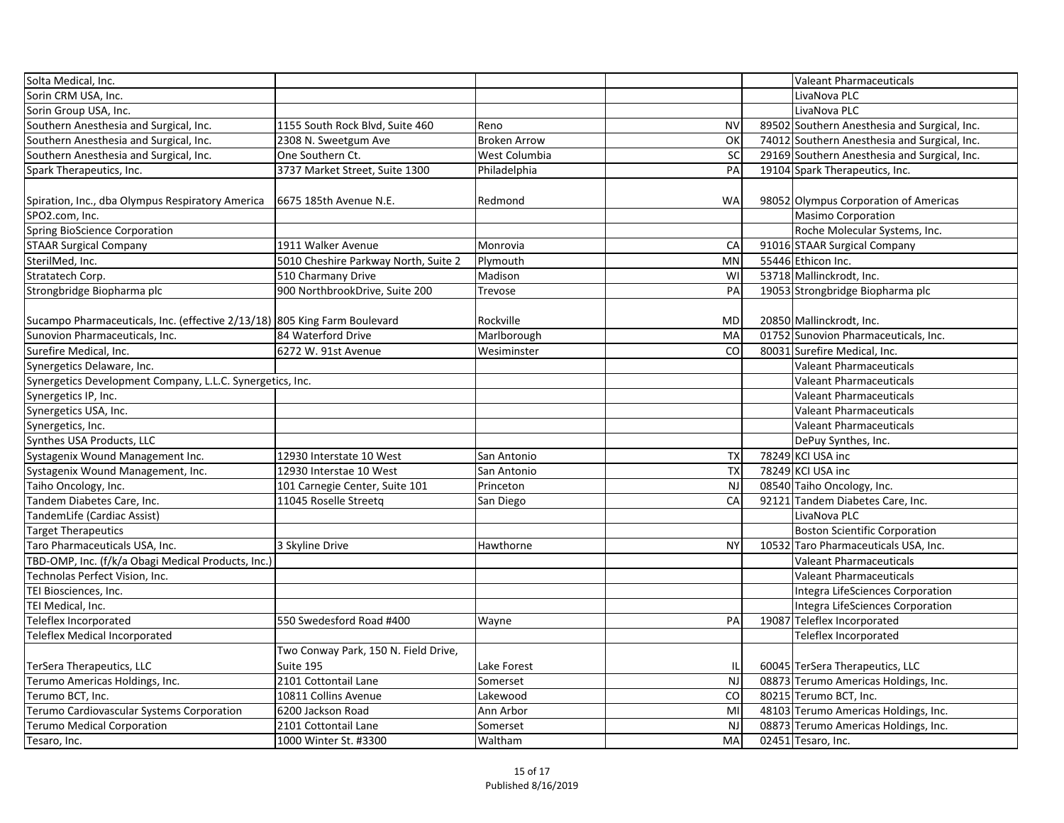| | | | | | |
|---|---|---|---|---|---|
| Solta Medical, Inc. | | | | | Valeant Pharmaceuticals |
| Sorin CRM USA, Inc. | | | | | LivaNova PLC |
| Sorin Group USA, Inc. | | | | | LivaNova PLC |
| Southern Anesthesia and Surgical, Inc. | 1155 South Rock Blvd, Suite 460 | Reno | NV | 89502 | Southern Anesthesia and Surgical, Inc. |
| Southern Anesthesia and Surgical, Inc. | 2308 N. Sweetgum Ave | Broken Arrow | OK | 74012 | Southern Anesthesia and Surgical, Inc. |
| Southern Anesthesia and Surgical, Inc. | One Southern Ct. | West Columbia | SC | 29169 | Southern Anesthesia and Surgical, Inc. |
| Spark Therapeutics, Inc. | 3737 Market Street, Suite 1300 | Philadelphia | PA | 19104 | Spark Therapeutics, Inc. |
| Spiration, Inc., dba Olympus Respiratory America | 6675 185th Avenue N.E. | Redmond | WA | 98052 | Olympus Corporation of Americas |
| SPO2.com, Inc. | | | | | Masimo Corporation |
| Spring BioScience Corporation | | | | | Roche Molecular Systems, Inc. |
| STAAR Surgical Company | 1911 Walker Avenue | Monrovia | CA | 91016 | STAAR Surgical Company |
| SterilMed, Inc. | 5010 Cheshire Parkway North, Suite 2 | Plymouth | MN | 55446 | Ethicon Inc. |
| Stratatech Corp. | 510 Charmany Drive | Madison | WI | 53718 | Mallinckrodt, Inc. |
| Strongbridge Biopharma plc | 900 NorthbrookDrive, Suite 200 | Trevose | PA | 19053 | Strongbridge Biopharma plc |
| Sucampo Pharmaceuticals, Inc. (effective 2/13/18) | 805 King Farm Boulevard | Rockville | MD | 20850 | Mallinckrodt, Inc. |
| Sunovion Pharmaceuticals, Inc. | 84 Waterford Drive | Marlborough | MA | 01752 | Sunovion Pharmaceuticals, Inc. |
| Surefire Medical, Inc. | 6272 W. 91st Avenue | Wesiminster | CO | 80031 | Surefire Medical, Inc. |
| Synergetics Delaware, Inc. | | | | | Valeant Pharmaceuticals |
| Synergetics Development Company, L.L.C. Synergetics, Inc. | | | | | Valeant Pharmaceuticals |
| Synergetics IP, Inc. | | | | | Valeant Pharmaceuticals |
| Synergetics USA, Inc. | | | | | Valeant Pharmaceuticals |
| Synergetics, Inc. | | | | | Valeant Pharmaceuticals |
| Synthes USA Products, LLC | | | | | DePuy Synthes, Inc. |
| Systagenix Wound Management Inc. | 12930 Interstate 10 West | San Antonio | TX | 78249 | KCI USA inc |
| Systagenix Wound Management, Inc. | 12930 Interstae 10 West | San Antonio | TX | 78249 | KCI USA inc |
| Taiho Oncology, Inc. | 101 Carnegie Center, Suite 101 | Princeton | NJ | 08540 | Taiho Oncology, Inc. |
| Tandem Diabetes Care, Inc. | 11045 Roselle Streetq | San Diego | CA | 92121 | Tandem Diabetes Care, Inc. |
| TandemLife (Cardiac Assist) | | | | | LivaNova PLC |
| Target Therapeutics | | | | | Boston Scientific Corporation |
| Taro Pharmaceuticals USA, Inc. | 3 Skyline Drive | Hawthorne | NY | 10532 | Taro Pharmaceuticals USA, Inc. |
| TBD-OMP, Inc. (f/k/a Obagi Medical Products, Inc.) | | | | | Valeant Pharmaceuticals |
| Technolas Perfect Vision, Inc. | | | | | Valeant Pharmaceuticals |
| TEI Biosciences, Inc. | | | | | Integra LifeSciences Corporation |
| TEI Medical, Inc. | | | | | Integra LifeSciences Corporation |
| Teleflex Incorporated | 550 Swedesford Road #400 | Wayne | PA | 19087 | Teleflex Incorporated |
| Teleflex Medical Incorporated | | | | | Teleflex Incorporated |
| TerSera Therapeutics, LLC | Two Conway Park, 150 N. Field Drive, Suite 195 | Lake Forest | IL | 60045 | TerSera Therapeutics, LLC |
| Terumo Americas Holdings, Inc. | 2101 Cottontail Lane | Somerset | NJ | 08873 | Terumo Americas Holdings, Inc. |
| Terumo BCT, Inc. | 10811 Collins Avenue | Lakewood | CO | 80215 | Terumo BCT, Inc. |
| Terumo Cardiovascular Systems Corporation | 6200 Jackson Road | Ann Arbor | MI | 48103 | Terumo Americas Holdings, Inc. |
| Terumo Medical Corporation | 2101 Cottontail Lane | Somerset | NJ | 08873 | Terumo Americas Holdings, Inc. |
| Tesaro, Inc. | 1000 Winter St. #3300 | Waltham | MA | 02451 | Tesaro, Inc. |

Published 8/16/2019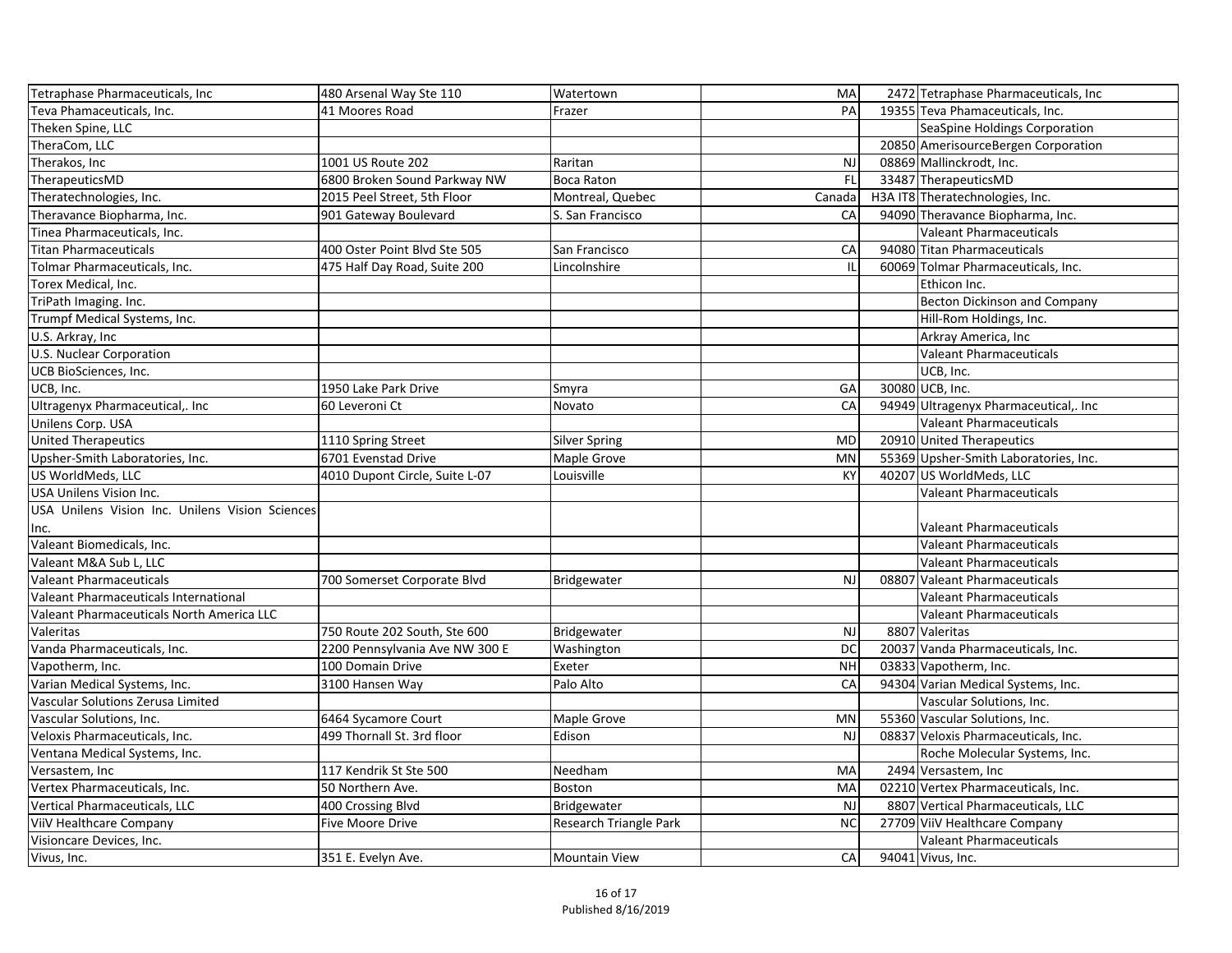| | | | | | |
|---|---|---|---|---|---|
| Tetraphase Pharmaceuticals, Inc | 480 Arsenal Way Ste 110 | Watertown | MA | 2472 | Tetraphase Pharmaceuticals, Inc |
| Teva Phamaceuticals, Inc. | 41 Moores Road | Frazer | PA | 19355 | Teva Phamaceuticals, Inc. |
| Theken Spine, LLC | | | | | SeaSpine Holdings Corporation |
| TheraCom, LLC | | | | 20850 | AmerisourceBergen Corporation |
| Therakos, Inc | 1001 US Route 202 | Raritan | NJ | 08869 | Mallinckrodt, Inc. |
| TherapeuticsMD | 6800 Broken Sound Parkway NW | Boca Raton | FL | 33487 | TherapeuticsMD |
| Theratechnologies, Inc. | 2015 Peel Street, 5th Floor | Montreal, Quebec | Canada | H3A IT8 | Theratechnologies, Inc. |
| Theravance Biopharma, Inc. | 901 Gateway Boulevard | S. San Francisco | CA | 94090 | Theravance Biopharma, Inc. |
| Tinea Pharmaceuticals, Inc. | | | | | Valeant Pharmaceuticals |
| Titan Pharmaceuticals | 400 Oster Point Blvd Ste 505 | San Francisco | CA | 94080 | Titan Pharmaceuticals |
| Tolmar Pharmaceuticals, Inc. | 475 Half Day Road, Suite 200 | Lincolnshire | IL | 60069 | Tolmar Pharmaceuticals, Inc. |
| Torex Medical, Inc. | | | | | Ethicon Inc. |
| TriPath Imaging. Inc. | | | | | Becton Dickinson and Company |
| Trumpf Medical Systems, Inc. | | | | | Hill-Rom Holdings, Inc. |
| U.S. Arkray, Inc | | | | | Arkray America, Inc |
| U.S. Nuclear Corporation | | | | | Valeant Pharmaceuticals |
| UCB BioSciences, Inc. | | | | | UCB, Inc. |
| UCB, Inc. | 1950 Lake Park Drive | Smyra | GA | 30080 | UCB, Inc. |
| Ultragenyx Pharmaceutical,. Inc | 60 Leveroni Ct | Novato | CA | 94949 | Ultragenyx Pharmaceutical,. Inc |
| Unilens Corp. USA | | | | | Valeant Pharmaceuticals |
| United Therapeutics | 1110 Spring Street | Silver Spring | MD | 20910 | United Therapeutics |
| Upsher-Smith Laboratories, Inc. | 6701 Evenstad Drive | Maple Grove | MN | 55369 | Upsher-Smith Laboratories, Inc. |
| US WorldMeds, LLC | 4010 Dupont Circle, Suite L-07 | Louisville | KY | 40207 | US WorldMeds, LLC |
| USA Unilens Vision Inc. | | | | | Valeant Pharmaceuticals |
| USA Unilens Vision Inc. Unilens Vision Sciences Inc. | | | | | Valeant Pharmaceuticals |
| Valeant Biomedicals, Inc. | | | | | Valeant Pharmaceuticals |
| Valeant M&A Sub L, LLC | | | | | Valeant Pharmaceuticals |
| Valeant Pharmaceuticals | 700 Somerset Corporate Blvd | Bridgewater | NJ | 08807 | Valeant Pharmaceuticals |
| Valeant Pharmaceuticals International | | | | | Valeant Pharmaceuticals |
| Valeant Pharmaceuticals North America LLC | | | | | Valeant Pharmaceuticals |
| Valeritas | 750 Route 202 South, Ste 600 | Bridgewater | NJ | 8807 | Valeritas |
| Vanda Pharmaceuticals, Inc. | 2200 Pennsylvania Ave NW 300 E | Washington | DC | 20037 | Vanda Pharmaceuticals, Inc. |
| Vapotherm, Inc. | 100 Domain Drive | Exeter | NH | 03833 | Vapotherm, Inc. |
| Varian Medical Systems, Inc. | 3100 Hansen Way | Palo Alto | CA | 94304 | Varian Medical Systems, Inc. |
| Vascular Solutions Zerusa Limited | | | | | Vascular Solutions, Inc. |
| Vascular Solutions, Inc. | 6464 Sycamore Court | Maple Grove | MN | 55360 | Vascular Solutions, Inc. |
| Veloxis Pharmaceuticals, Inc. | 499 Thornall St. 3rd floor | Edison | NJ | 08837 | Veloxis Pharmaceuticals, Inc. |
| Ventana Medical Systems, Inc. | | | | | Roche Molecular Systems, Inc. |
| Versastem, Inc | 117 Kendrik St Ste 500 | Needham | MA | 2494 | Versastem, Inc |
| Vertex Pharmaceuticals, Inc. | 50 Northern Ave. | Boston | MA | 02210 | Vertex Pharmaceuticals, Inc. |
| Vertical Pharmaceuticals, LLC | 400 Crossing Blvd | Bridgewater | NJ | 8807 | Vertical Pharmaceuticals, LLC |
| ViiV Healthcare Company | Five Moore Drive | Research Triangle Park | NC | 27709 | ViiV Healthcare Company |
| Visioncare Devices, Inc. | | | | | Valeant Pharmaceuticals |
| Vivus, Inc. | 351 E. Evelyn Ave. | Mountain View | CA | 94041 | Vivus, Inc. |

Published 8/16/2019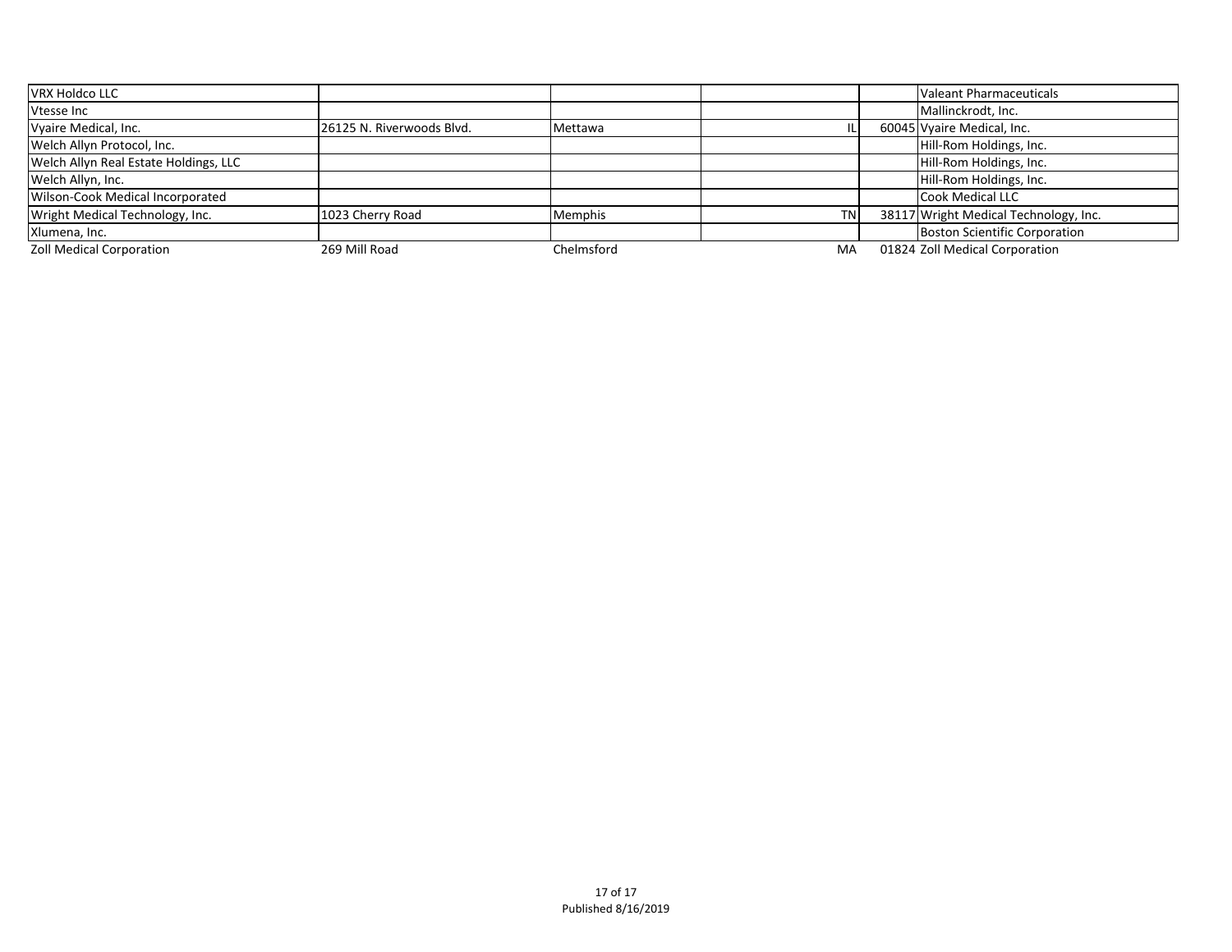| | | | | | |
|---|---|---|---|---|---|
| VRX Holdco LLC | | | | | Valeant Pharmaceuticals |
| Vtesse Inc | | | | | Mallinckrodt, Inc. |
| Vyaire Medical, Inc. | 26125 N. Riverwoods Blvd. | Mettawa | IL | 60045 | Vyaire Medical, Inc. |
| Welch Allyn Protocol, Inc. | | | | | Hill-Rom Holdings, Inc. |
| Welch Allyn Real Estate Holdings, LLC | | | | | Hill-Rom Holdings, Inc. |
| Welch Allyn, Inc. | | | | | Hill-Rom Holdings, Inc. |
| Wilson-Cook Medical Incorporated | | | | | Cook Medical LLC |
| Wright Medical Technology, Inc. | 1023 Cherry Road | Memphis | TN | 38117 | Wright Medical Technology, Inc. |
| Xlumena, Inc. | | | | | Boston Scientific Corporation |
| Zoll Medical Corporation | 269 Mill Road | Chelmsford | MA | 01824 | Zoll Medical Corporation |

Published 8/16/2019